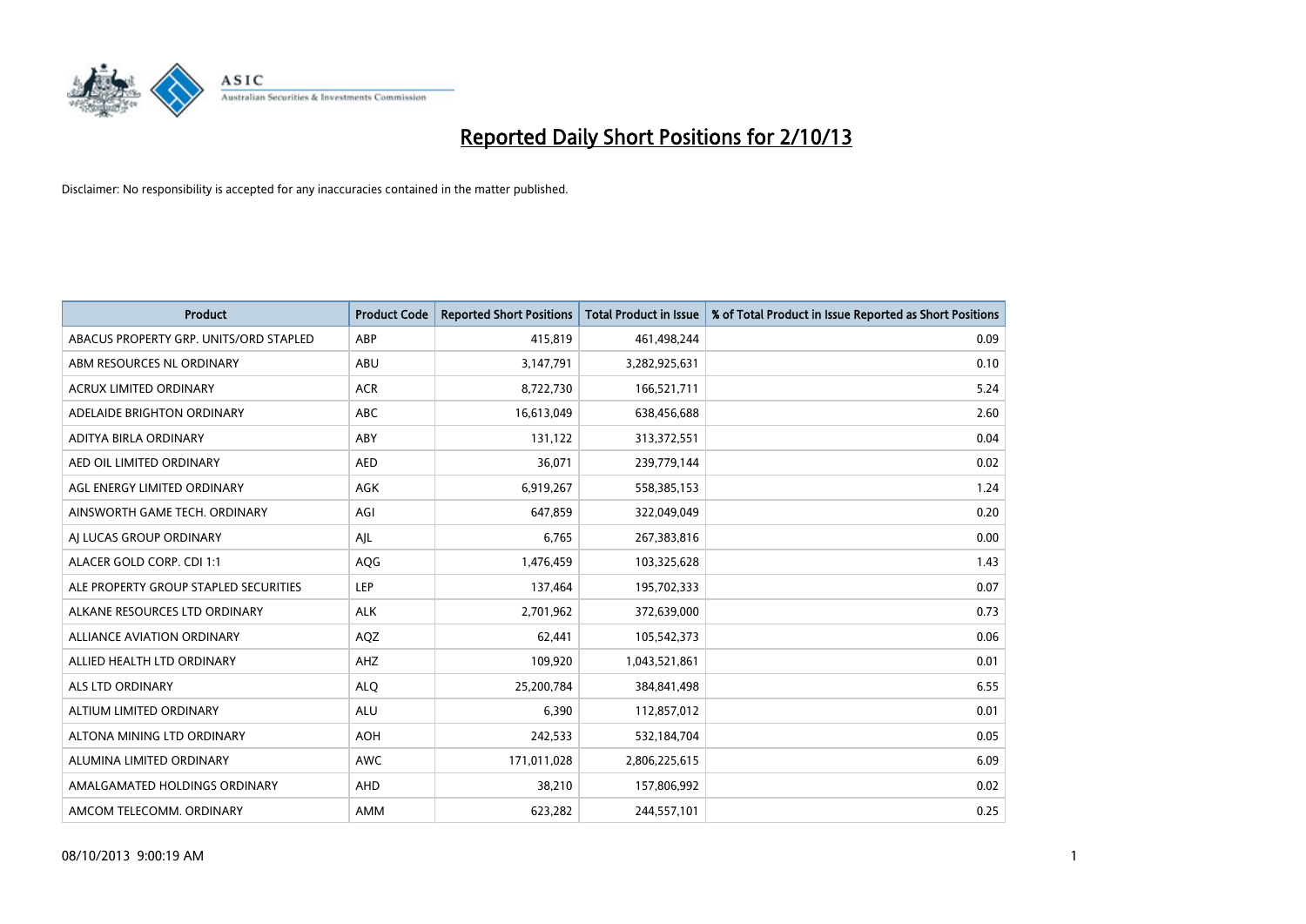# Reported Daily Short Positions for 2/10/13

Disclaimer: No responsibility is accepted for any inaccuracies contained in the matter published.

| Product | Product Code | Reported Short Positions | Total Product in Issue | % of Total Product in Issue Reported as Short Positions |
|---|---|---|---|---|
| ABACUS PROPERTY GRP. UNITS/ORD STAPLED | ABP | 415,819 | 461,498,244 | 0.09 |
| ABM RESOURCES NL ORDINARY | ABU | 3,147,791 | 3,282,925,631 | 0.10 |
| ACRUX LIMITED ORDINARY | ACR | 8,722,730 | 166,521,711 | 5.24 |
| ADELAIDE BRIGHTON ORDINARY | ABC | 16,613,049 | 638,456,688 | 2.60 |
| ADITYA BIRLA ORDINARY | ABY | 131,122 | 313,372,551 | 0.04 |
| AED OIL LIMITED ORDINARY | AED | 36,071 | 239,779,144 | 0.02 |
| AGL ENERGY LIMITED ORDINARY | AGK | 6,919,267 | 558,385,153 | 1.24 |
| AINSWORTH GAME TECH. ORDINARY | AGI | 647,859 | 322,049,049 | 0.20 |
| AJ LUCAS GROUP ORDINARY | AJL | 6,765 | 267,383,816 | 0.00 |
| ALACER GOLD CORP. CDI 1:1 | AQG | 1,476,459 | 103,325,628 | 1.43 |
| ALE PROPERTY GROUP STAPLED SECURITIES | LEP | 137,464 | 195,702,333 | 0.07 |
| ALKANE RESOURCES LTD ORDINARY | ALK | 2,701,962 | 372,639,000 | 0.73 |
| ALLIANCE AVIATION ORDINARY | AQZ | 62,441 | 105,542,373 | 0.06 |
| ALLIED HEALTH LTD ORDINARY | AHZ | 109,920 | 1,043,521,861 | 0.01 |
| ALS LTD ORDINARY | ALQ | 25,200,784 | 384,841,498 | 6.55 |
| ALTIUM LIMITED ORDINARY | ALU | 6,390 | 112,857,012 | 0.01 |
| ALTONA MINING LTD ORDINARY | AOH | 242,533 | 532,184,704 | 0.05 |
| ALUMINA LIMITED ORDINARY | AWC | 171,011,028 | 2,806,225,615 | 6.09 |
| AMALGAMATED HOLDINGS ORDINARY | AHD | 38,210 | 157,806,992 | 0.02 |
| AMCOM TELECOMM. ORDINARY | AMM | 623,282 | 244,557,101 | 0.25 |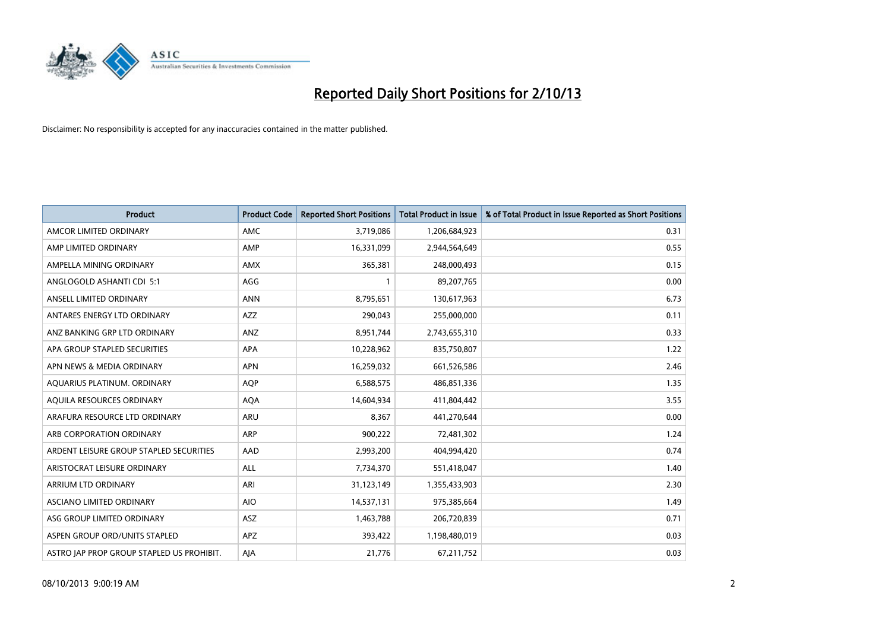# Reported Daily Short Positions for 2/10/13

Disclaimer: No responsibility is accepted for any inaccuracies contained in the matter published.

| Product | Product Code | Reported Short Positions | Total Product in Issue | % of Total Product in Issue Reported as Short Positions |
|---|---|---|---|---|
| AMCOR LIMITED ORDINARY | AMC | 3,719,086 | 1,206,684,923 | 0.31 |
| AMP LIMITED ORDINARY | AMP | 16,331,099 | 2,944,564,649 | 0.55 |
| AMPELLA MINING ORDINARY | AMX | 365,381 | 248,000,493 | 0.15 |
| ANGLOGOLD ASHANTI CDI 5:1 | AGG | 1 | 89,207,765 | 0.00 |
| ANSELL LIMITED ORDINARY | ANN | 8,795,651 | 130,617,963 | 6.73 |
| ANTARES ENERGY LTD ORDINARY | AZZ | 290,043 | 255,000,000 | 0.11 |
| ANZ BANKING GRP LTD ORDINARY | ANZ | 8,951,744 | 2,743,655,310 | 0.33 |
| APA GROUP STAPLED SECURITIES | APA | 10,228,962 | 835,750,807 | 1.22 |
| APN NEWS & MEDIA ORDINARY | APN | 16,259,032 | 661,526,586 | 2.46 |
| AQUARIUS PLATINUM. ORDINARY | AQP | 6,588,575 | 486,851,336 | 1.35 |
| AQUILA RESOURCES ORDINARY | AQA | 14,604,934 | 411,804,442 | 3.55 |
| ARAFURA RESOURCE LTD ORDINARY | ARU | 8,367 | 441,270,644 | 0.00 |
| ARB CORPORATION ORDINARY | ARP | 900,222 | 72,481,302 | 1.24 |
| ARDENT LEISURE GROUP STAPLED SECURITIES | AAD | 2,993,200 | 404,994,420 | 0.74 |
| ARISTOCRAT LEISURE ORDINARY | ALL | 7,734,370 | 551,418,047 | 1.40 |
| ARRIUM LTD ORDINARY | ARI | 31,123,149 | 1,355,433,903 | 2.30 |
| ASCIANO LIMITED ORDINARY | AIO | 14,537,131 | 975,385,664 | 1.49 |
| ASG GROUP LIMITED ORDINARY | ASZ | 1,463,788 | 206,720,839 | 0.71 |
| ASPEN GROUP ORD/UNITS STAPLED | APZ | 393,422 | 1,198,480,019 | 0.03 |
| ASTRO JAP PROP GROUP STAPLED US PROHIBIT. | AJA | 21,776 | 67,211,752 | 0.03 |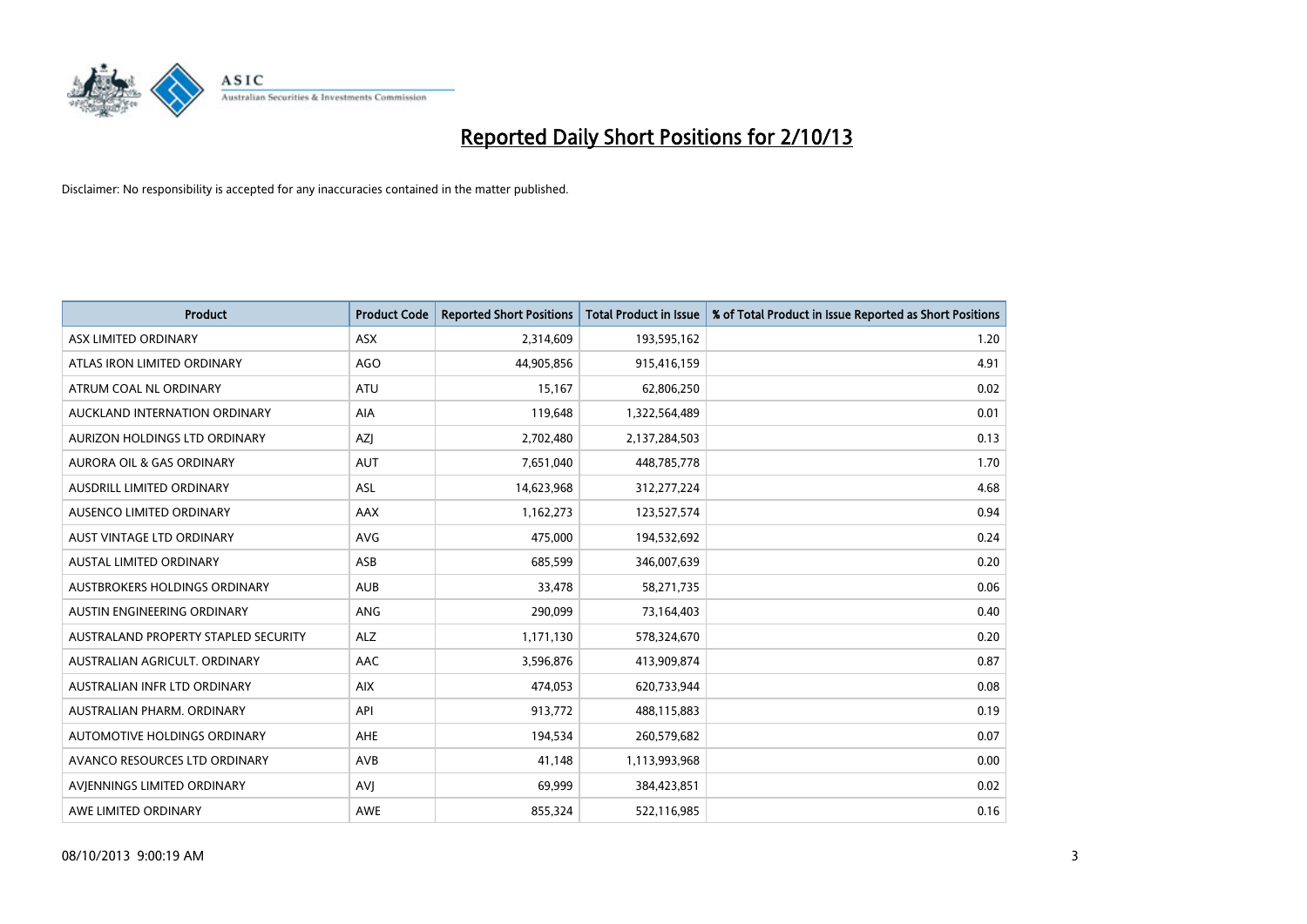# Reported Daily Short Positions for 2/10/13

Disclaimer: No responsibility is accepted for any inaccuracies contained in the matter published.

| Product | Product Code | Reported Short Positions | Total Product in Issue | % of Total Product in Issue Reported as Short Positions |
|---|---|---|---|---|
| ASX LIMITED ORDINARY | ASX | 2,314,609 | 193,595,162 | 1.20 |
| ATLAS IRON LIMITED ORDINARY | AGO | 44,905,856 | 915,416,159 | 4.91 |
| ATRUM COAL NL ORDINARY | ATU | 15,167 | 62,806,250 | 0.02 |
| AUCKLAND INTERNATION ORDINARY | AIA | 119,648 | 1,322,564,489 | 0.01 |
| AURIZON HOLDINGS LTD ORDINARY | AZJ | 2,702,480 | 2,137,284,503 | 0.13 |
| AURORA OIL & GAS ORDINARY | AUT | 7,651,040 | 448,785,778 | 1.70 |
| AUSDRILL LIMITED ORDINARY | ASL | 14,623,968 | 312,277,224 | 4.68 |
| AUSENCO LIMITED ORDINARY | AAX | 1,162,273 | 123,527,574 | 0.94 |
| AUST VINTAGE LTD ORDINARY | AVG | 475,000 | 194,532,692 | 0.24 |
| AUSTAL LIMITED ORDINARY | ASB | 685,599 | 346,007,639 | 0.20 |
| AUSTBROKERS HOLDINGS ORDINARY | AUB | 33,478 | 58,271,735 | 0.06 |
| AUSTIN ENGINEERING ORDINARY | ANG | 290,099 | 73,164,403 | 0.40 |
| AUSTRALAND PROPERTY STAPLED SECURITY | ALZ | 1,171,130 | 578,324,670 | 0.20 |
| AUSTRALIAN AGRICULT. ORDINARY | AAC | 3,596,876 | 413,909,874 | 0.87 |
| AUSTRALIAN INFR LTD ORDINARY | AIX | 474,053 | 620,733,944 | 0.08 |
| AUSTRALIAN PHARM. ORDINARY | API | 913,772 | 488,115,883 | 0.19 |
| AUTOMOTIVE HOLDINGS ORDINARY | AHE | 194,534 | 260,579,682 | 0.07 |
| AVANCO RESOURCES LTD ORDINARY | AVB | 41,148 | 1,113,993,968 | 0.00 |
| AVJENNINGS LIMITED ORDINARY | AVJ | 69,999 | 384,423,851 | 0.02 |
| AWE LIMITED ORDINARY | AWE | 855,324 | 522,116,985 | 0.16 |

08/10/2013 9:00:19 AM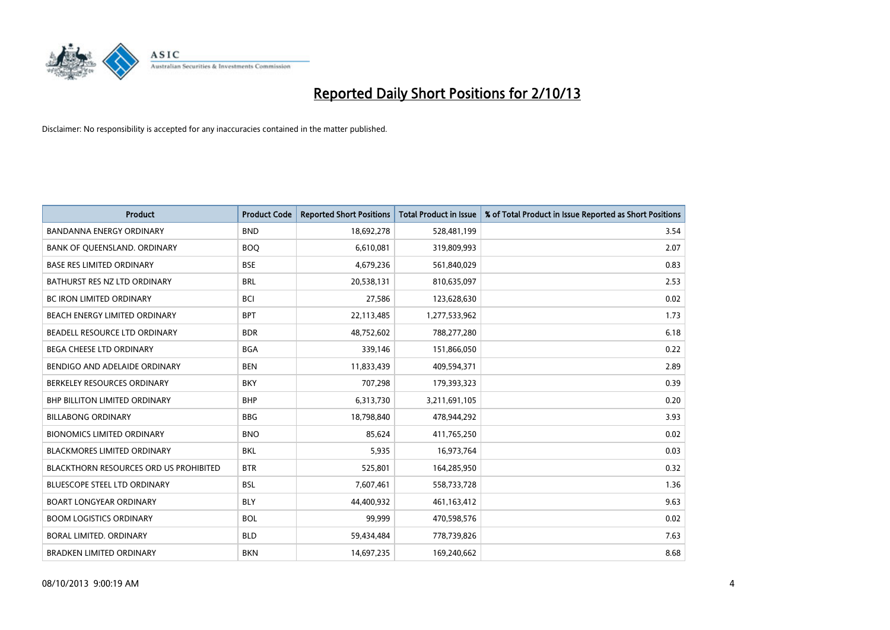# Reported Daily Short Positions for 2/10/13

Disclaimer: No responsibility is accepted for any inaccuracies contained in the matter published.

| Product | Product Code | Reported Short Positions | Total Product in Issue | % of Total Product in Issue Reported as Short Positions |
| --- | --- | --- | --- | --- |
| BANDANNA ENERGY ORDINARY | BND | 18,692,278 | 528,481,199 | 3.54 |
| BANK OF QUEENSLAND. ORDINARY | BOQ | 6,610,081 | 319,809,993 | 2.07 |
| BASE RES LIMITED ORDINARY | BSE | 4,679,236 | 561,840,029 | 0.83 |
| BATHURST RES NZ LTD ORDINARY | BRL | 20,538,131 | 810,635,097 | 2.53 |
| BC IRON LIMITED ORDINARY | BCI | 27,586 | 123,628,630 | 0.02 |
| BEACH ENERGY LIMITED ORDINARY | BPT | 22,113,485 | 1,277,533,962 | 1.73 |
| BEADELL RESOURCE LTD ORDINARY | BDR | 48,752,602 | 788,277,280 | 6.18 |
| BEGA CHEESE LTD ORDINARY | BGA | 339,146 | 151,866,050 | 0.22 |
| BENDIGO AND ADELAIDE ORDINARY | BEN | 11,833,439 | 409,594,371 | 2.89 |
| BERKELEY RESOURCES ORDINARY | BKY | 707,298 | 179,393,323 | 0.39 |
| BHP BILLITON LIMITED ORDINARY | BHP | 6,313,730 | 3,211,691,105 | 0.20 |
| BILLABONG ORDINARY | BBG | 18,798,840 | 478,944,292 | 3.93 |
| BIONOMICS LIMITED ORDINARY | BNO | 85,624 | 411,765,250 | 0.02 |
| BLACKMORES LIMITED ORDINARY | BKL | 5,935 | 16,973,764 | 0.03 |
| BLACKTHORN RESOURCES ORD US PROHIBITED | BTR | 525,801 | 164,285,950 | 0.32 |
| BLUESCOPE STEEL LTD ORDINARY | BSL | 7,607,461 | 558,733,728 | 1.36 |
| BOART LONGYEAR ORDINARY | BLY | 44,400,932 | 461,163,412 | 9.63 |
| BOOM LOGISTICS ORDINARY | BOL | 99,999 | 470,598,576 | 0.02 |
| BORAL LIMITED. ORDINARY | BLD | 59,434,484 | 778,739,826 | 7.63 |
| BRADKEN LIMITED ORDINARY | BKN | 14,697,235 | 169,240,662 | 8.68 |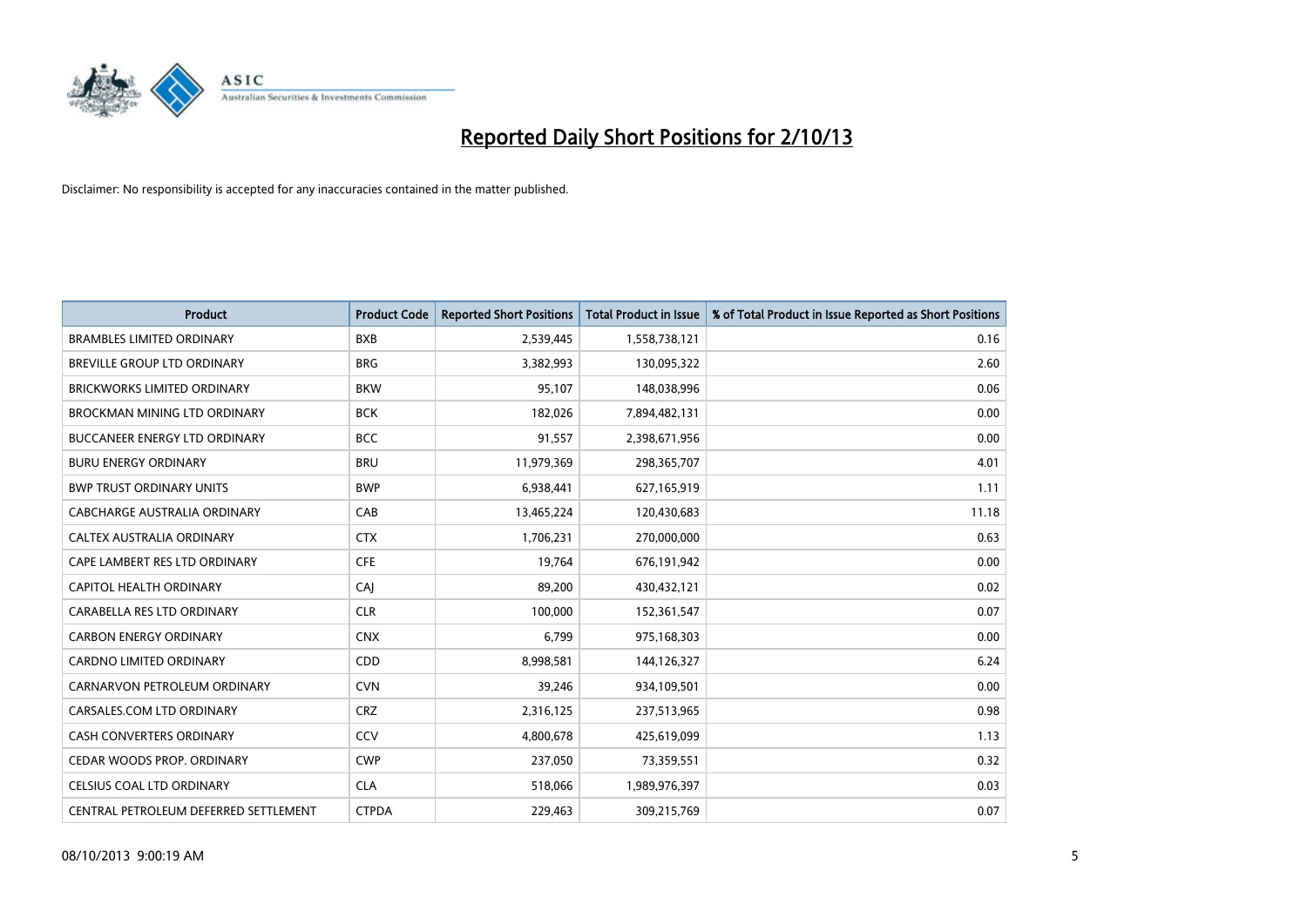# Reported Daily Short Positions for 2/10/13

Disclaimer: No responsibility is accepted for any inaccuracies contained in the matter published.

| Product | Product Code | Reported Short Positions | Total Product in Issue | % of Total Product in Issue Reported as Short Positions |
| --- | --- | --- | --- | --- |
| BRAMBLES LIMITED ORDINARY | BXB | 2,539,445 | 1,558,738,121 | 0.16 |
| BREVILLE GROUP LTD ORDINARY | BRG | 3,382,993 | 130,095,322 | 2.60 |
| BRICKWORKS LIMITED ORDINARY | BKW | 95,107 | 148,038,996 | 0.06 |
| BROCKMAN MINING LTD ORDINARY | BCK | 182,026 | 7,894,482,131 | 0.00 |
| BUCCANEER ENERGY LTD ORDINARY | BCC | 91,557 | 2,398,671,956 | 0.00 |
| BURU ENERGY ORDINARY | BRU | 11,979,369 | 298,365,707 | 4.01 |
| BWP TRUST ORDINARY UNITS | BWP | 6,938,441 | 627,165,919 | 1.11 |
| CABCHARGE AUSTRALIA ORDINARY | CAB | 13,465,224 | 120,430,683 | 11.18 |
| CALTEX AUSTRALIA ORDINARY | CTX | 1,706,231 | 270,000,000 | 0.63 |
| CAPE LAMBERT RES LTD ORDINARY | CFE | 19,764 | 676,191,942 | 0.00 |
| CAPITOL HEALTH ORDINARY | CAJ | 89,200 | 430,432,121 | 0.02 |
| CARABELLA RES LTD ORDINARY | CLR | 100,000 | 152,361,547 | 0.07 |
| CARBON ENERGY ORDINARY | CNX | 6,799 | 975,168,303 | 0.00 |
| CARDNO LIMITED ORDINARY | CDD | 8,998,581 | 144,126,327 | 6.24 |
| CARNARVON PETROLEUM ORDINARY | CVN | 39,246 | 934,109,501 | 0.00 |
| CARSALES.COM LTD ORDINARY | CRZ | 2,316,125 | 237,513,965 | 0.98 |
| CASH CONVERTERS ORDINARY | CCV | 4,800,678 | 425,619,099 | 1.13 |
| CEDAR WOODS PROP. ORDINARY | CWP | 237,050 | 73,359,551 | 0.32 |
| CELSIUS COAL LTD ORDINARY | CLA | 518,066 | 1,989,976,397 | 0.03 |
| CENTRAL PETROLEUM DEFERRED SETTLEMENT | CTPDA | 229,463 | 309,215,769 | 0.07 |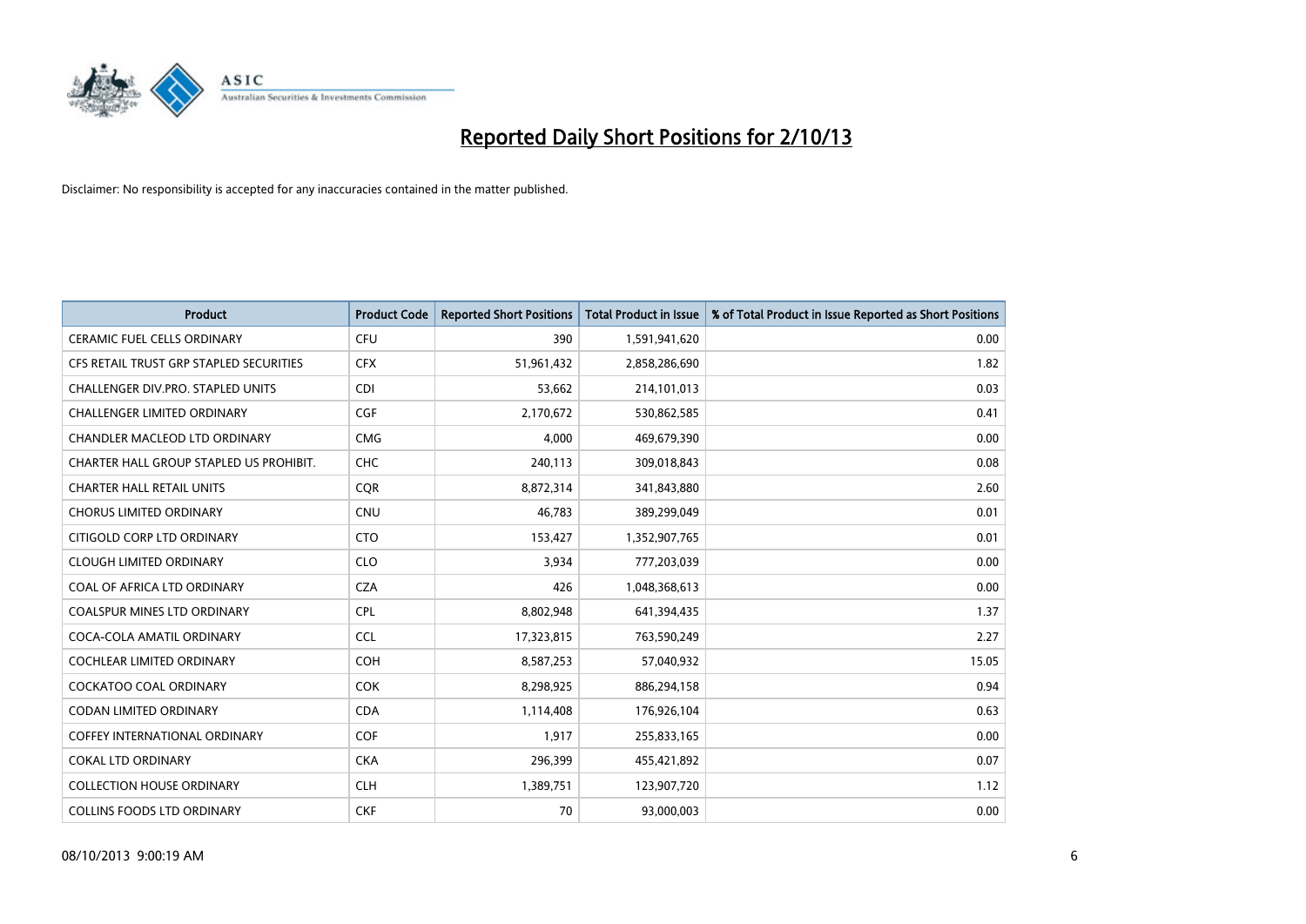# Reported Daily Short Positions for 2/10/13

Disclaimer: No responsibility is accepted for any inaccuracies contained in the matter published.

| Product | Product Code | Reported Short Positions | Total Product in Issue | % of Total Product in Issue Reported as Short Positions |
|---|---|---|---|---|
| CERAMIC FUEL CELLS ORDINARY | CFU | 390 | 1,591,941,620 | 0.00 |
| CFS RETAIL TRUST GRP STAPLED SECURITIES | CFX | 51,961,432 | 2,858,286,690 | 1.82 |
| CHALLENGER DIV.PRO. STAPLED UNITS | CDI | 53,662 | 214,101,013 | 0.03 |
| CHALLENGER LIMITED ORDINARY | CGF | 2,170,672 | 530,862,585 | 0.41 |
| CHANDLER MACLEOD LTD ORDINARY | CMG | 4,000 | 469,679,390 | 0.00 |
| CHARTER HALL GROUP STAPLED US PROHIBIT. | CHC | 240,113 | 309,018,843 | 0.08 |
| CHARTER HALL RETAIL UNITS | CQR | 8,872,314 | 341,843,880 | 2.60 |
| CHORUS LIMITED ORDINARY | CNU | 46,783 | 389,299,049 | 0.01 |
| CITIGOLD CORP LTD ORDINARY | CTO | 153,427 | 1,352,907,765 | 0.01 |
| CLOUGH LIMITED ORDINARY | CLO | 3,934 | 777,203,039 | 0.00 |
| COAL OF AFRICA LTD ORDINARY | CZA | 426 | 1,048,368,613 | 0.00 |
| COALSPUR MINES LTD ORDINARY | CPL | 8,802,948 | 641,394,435 | 1.37 |
| COCA-COLA AMATIL ORDINARY | CCL | 17,323,815 | 763,590,249 | 2.27 |
| COCHLEAR LIMITED ORDINARY | COH | 8,587,253 | 57,040,932 | 15.05 |
| COCKATOO COAL ORDINARY | COK | 8,298,925 | 886,294,158 | 0.94 |
| CODAN LIMITED ORDINARY | CDA | 1,114,408 | 176,926,104 | 0.63 |
| COFFEY INTERNATIONAL ORDINARY | COF | 1,917 | 255,833,165 | 0.00 |
| COKAL LTD ORDINARY | CKA | 296,399 | 455,421,892 | 0.07 |
| COLLECTION HOUSE ORDINARY | CLH | 1,389,751 | 123,907,720 | 1.12 |
| COLLINS FOODS LTD ORDINARY | CKF | 70 | 93,000,003 | 0.00 |

08/10/2013 9:00:19 AM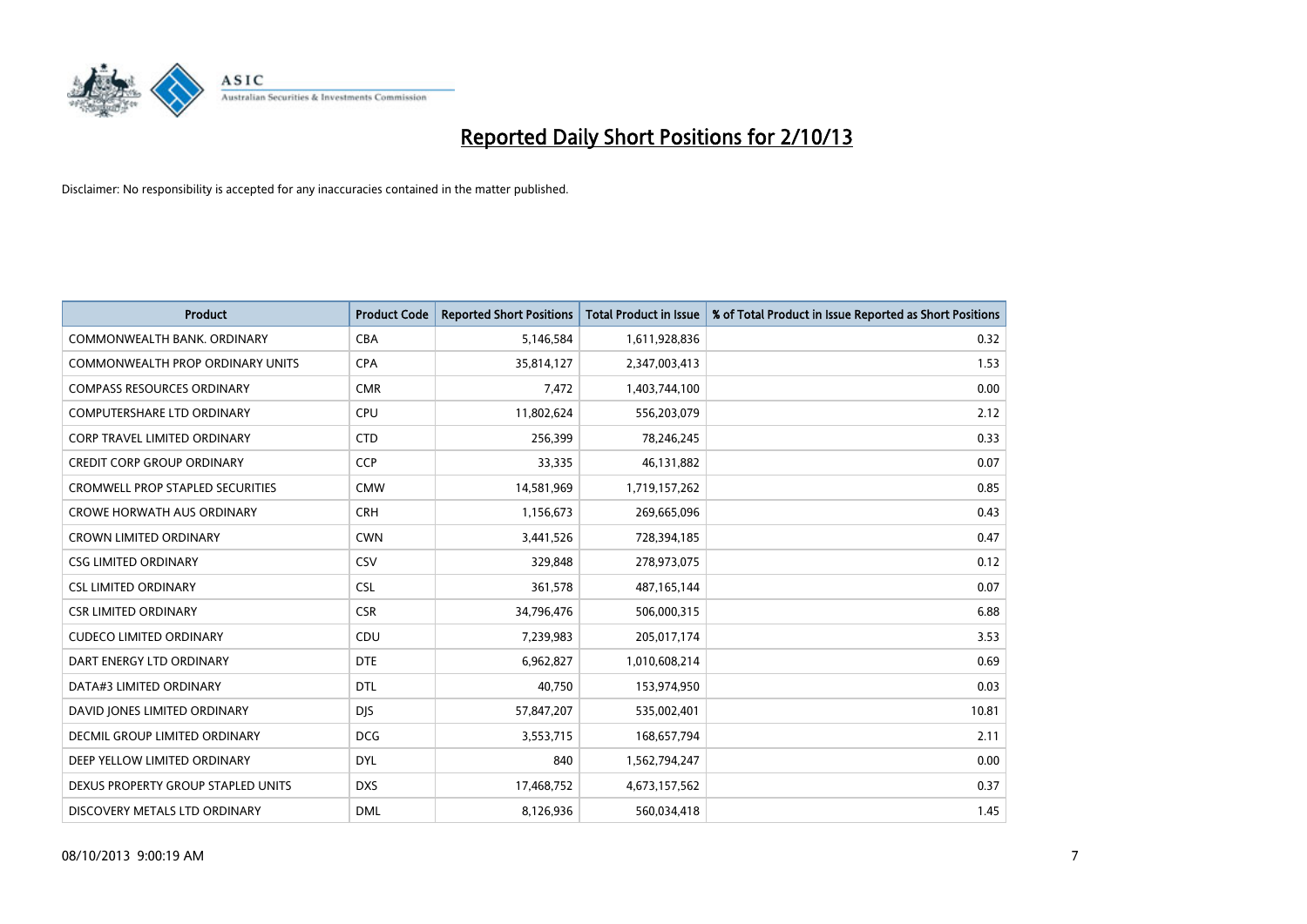# Reported Daily Short Positions for 2/10/13

Disclaimer: No responsibility is accepted for any inaccuracies contained in the matter published.

| Product | Product Code | Reported Short Positions | Total Product in Issue | % of Total Product in Issue Reported as Short Positions |
|---|---|---|---|---|
| COMMONWEALTH BANK. ORDINARY | CBA | 5,146,584 | 1,611,928,836 | 0.32 |
| COMMONWEALTH PROP ORDINARY UNITS | CPA | 35,814,127 | 2,347,003,413 | 1.53 |
| COMPASS RESOURCES ORDINARY | CMR | 7,472 | 1,403,744,100 | 0.00 |
| COMPUTERSHARE LTD ORDINARY | CPU | 11,802,624 | 556,203,079 | 2.12 |
| CORP TRAVEL LIMITED ORDINARY | CTD | 256,399 | 78,246,245 | 0.33 |
| CREDIT CORP GROUP ORDINARY | CCP | 33,335 | 46,131,882 | 0.07 |
| CROMWELL PROP STAPLED SECURITIES | CMW | 14,581,969 | 1,719,157,262 | 0.85 |
| CROWE HORWATH AUS ORDINARY | CRH | 1,156,673 | 269,665,096 | 0.43 |
| CROWN LIMITED ORDINARY | CWN | 3,441,526 | 728,394,185 | 0.47 |
| CSG LIMITED ORDINARY | CSV | 329,848 | 278,973,075 | 0.12 |
| CSL LIMITED ORDINARY | CSL | 361,578 | 487,165,144 | 0.07 |
| CSR LIMITED ORDINARY | CSR | 34,796,476 | 506,000,315 | 6.88 |
| CUDECO LIMITED ORDINARY | CDU | 7,239,983 | 205,017,174 | 3.53 |
| DART ENERGY LTD ORDINARY | DTE | 6,962,827 | 1,010,608,214 | 0.69 |
| DATA#3 LIMITED ORDINARY | DTL | 40,750 | 153,974,950 | 0.03 |
| DAVID JONES LIMITED ORDINARY | DJS | 57,847,207 | 535,002,401 | 10.81 |
| DECMIL GROUP LIMITED ORDINARY | DCG | 3,553,715 | 168,657,794 | 2.11 |
| DEEP YELLOW LIMITED ORDINARY | DYL | 840 | 1,562,794,247 | 0.00 |
| DEXUS PROPERTY GROUP STAPLED UNITS | DXS | 17,468,752 | 4,673,157,562 | 0.37 |
| DISCOVERY METALS LTD ORDINARY | DML | 8,126,936 | 560,034,418 | 1.45 |

08/10/2013 9:00:19 AM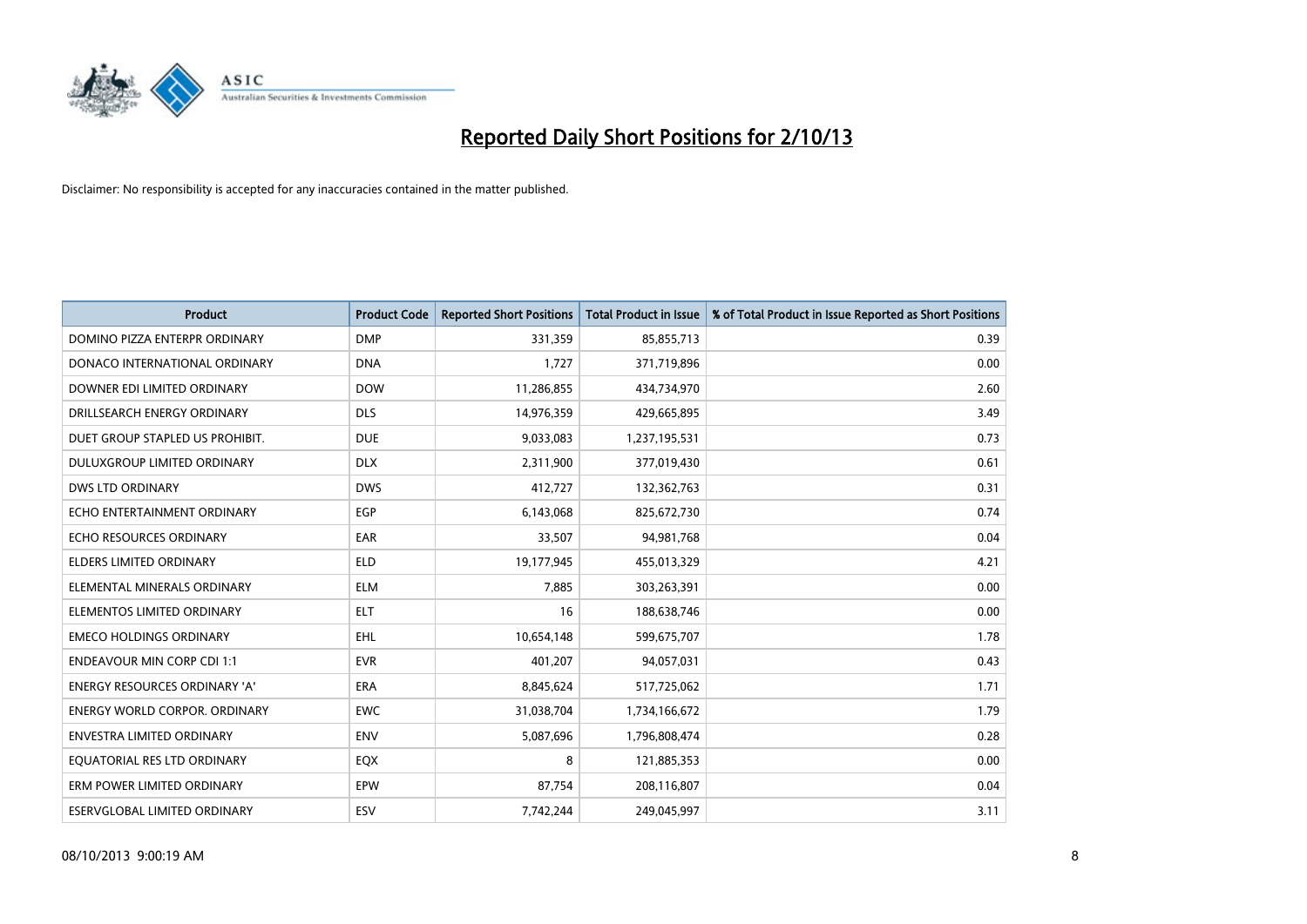# Reported Daily Short Positions for 2/10/13

Disclaimer: No responsibility is accepted for any inaccuracies contained in the matter published.

| Product | Product Code | Reported Short Positions | Total Product in Issue | % of Total Product in Issue Reported as Short Positions |
|---|---|---|---|---|
| DOMINO PIZZA ENTERPR ORDINARY | DMP | 331,359 | 85,855,713 | 0.39 |
| DONACO INTERNATIONAL ORDINARY | DNA | 1,727 | 371,719,896 | 0.00 |
| DOWNER EDI LIMITED ORDINARY | DOW | 11,286,855 | 434,734,970 | 2.60 |
| DRILLSEARCH ENERGY ORDINARY | DLS | 14,976,359 | 429,665,895 | 3.49 |
| DUET GROUP STAPLED US PROHIBIT. | DUE | 9,033,083 | 1,237,195,531 | 0.73 |
| DULUXGROUP LIMITED ORDINARY | DLX | 2,311,900 | 377,019,430 | 0.61 |
| DWS LTD ORDINARY | DWS | 412,727 | 132,362,763 | 0.31 |
| ECHO ENTERTAINMENT ORDINARY | EGP | 6,143,068 | 825,672,730 | 0.74 |
| ECHO RESOURCES ORDINARY | EAR | 33,507 | 94,981,768 | 0.04 |
| ELDERS LIMITED ORDINARY | ELD | 19,177,945 | 455,013,329 | 4.21 |
| ELEMENTAL MINERALS ORDINARY | ELM | 7,885 | 303,263,391 | 0.00 |
| ELEMENTOS LIMITED ORDINARY | ELT | 16 | 188,638,746 | 0.00 |
| EMECO HOLDINGS ORDINARY | EHL | 10,654,148 | 599,675,707 | 1.78 |
| ENDEAVOUR MIN CORP CDI 1:1 | EVR | 401,207 | 94,057,031 | 0.43 |
| ENERGY RESOURCES ORDINARY 'A' | ERA | 8,845,624 | 517,725,062 | 1.71 |
| ENERGY WORLD CORPOR. ORDINARY | EWC | 31,038,704 | 1,734,166,672 | 1.79 |
| ENVESTRA LIMITED ORDINARY | ENV | 5,087,696 | 1,796,808,474 | 0.28 |
| EQUATORIAL RES LTD ORDINARY | EQX | 8 | 121,885,353 | 0.00 |
| ERM POWER LIMITED ORDINARY | EPW | 87,754 | 208,116,807 | 0.04 |
| ESERVGLOBAL LIMITED ORDINARY | ESV | 7,742,244 | 249,045,997 | 3.11 |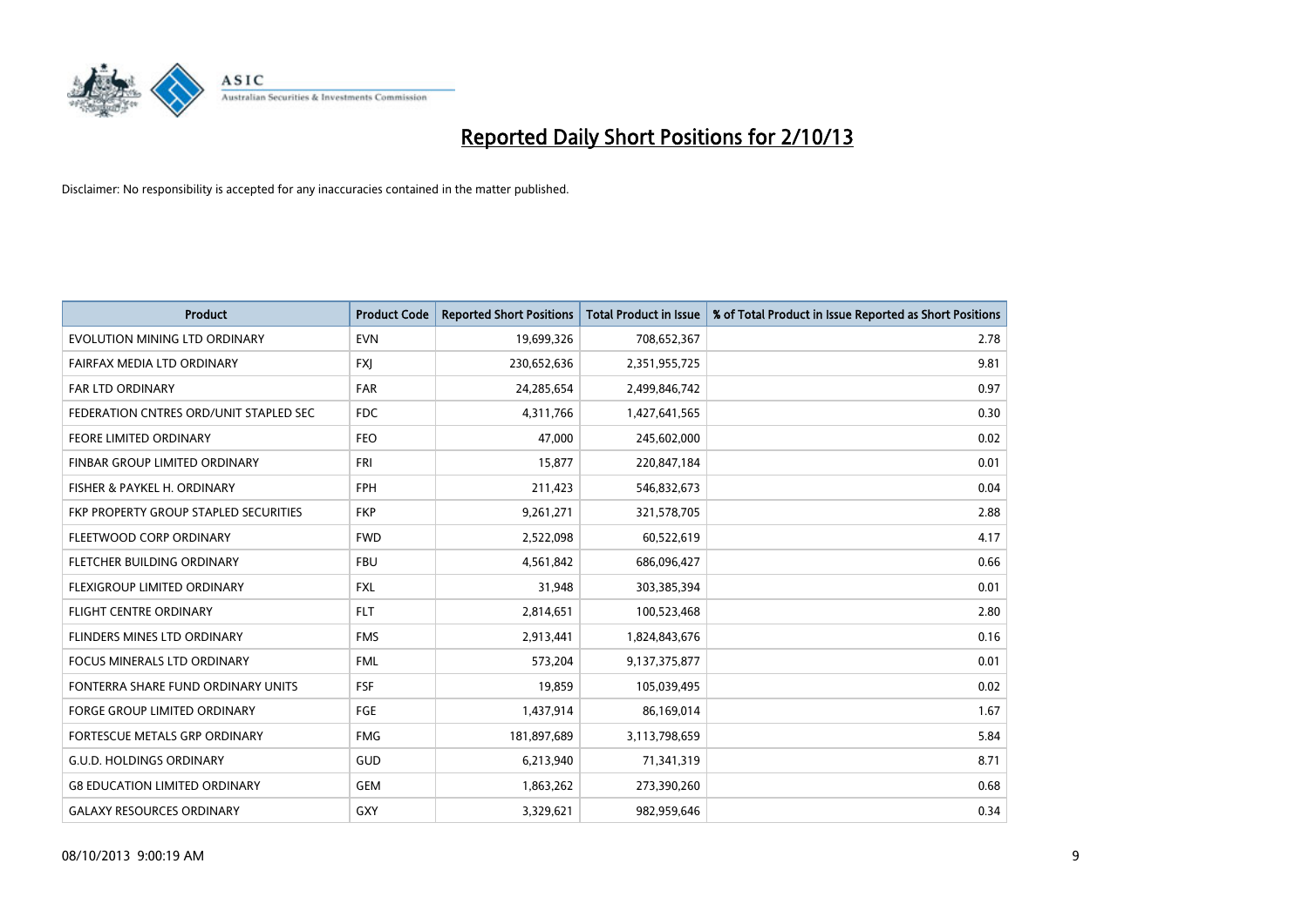# Reported Daily Short Positions for 2/10/13

Disclaimer: No responsibility is accepted for any inaccuracies contained in the matter published.

| Product | Product Code | Reported Short Positions | Total Product in Issue | % of Total Product in Issue Reported as Short Positions |
|---|---|---|---|---|
| EVOLUTION MINING LTD ORDINARY | EVN | 19,699,326 | 708,652,367 | 2.78 |
| FAIRFAX MEDIA LTD ORDINARY | FXJ | 230,652,636 | 2,351,955,725 | 9.81 |
| FAR LTD ORDINARY | FAR | 24,285,654 | 2,499,846,742 | 0.97 |
| FEDERATION CNTRES ORD/UNIT STAPLED SEC | FDC | 4,311,766 | 1,427,641,565 | 0.30 |
| FEORE LIMITED ORDINARY | FEO | 47,000 | 245,602,000 | 0.02 |
| FINBAR GROUP LIMITED ORDINARY | FRI | 15,877 | 220,847,184 | 0.01 |
| FISHER & PAYKEL H. ORDINARY | FPH | 211,423 | 546,832,673 | 0.04 |
| FKP PROPERTY GROUP STAPLED SECURITIES | FKP | 9,261,271 | 321,578,705 | 2.88 |
| FLEETWOOD CORP ORDINARY | FWD | 2,522,098 | 60,522,619 | 4.17 |
| FLETCHER BUILDING ORDINARY | FBU | 4,561,842 | 686,096,427 | 0.66 |
| FLEXIGROUP LIMITED ORDINARY | FXL | 31,948 | 303,385,394 | 0.01 |
| FLIGHT CENTRE ORDINARY | FLT | 2,814,651 | 100,523,468 | 2.80 |
| FLINDERS MINES LTD ORDINARY | FMS | 2,913,441 | 1,824,843,676 | 0.16 |
| FOCUS MINERALS LTD ORDINARY | FML | 573,204 | 9,137,375,877 | 0.01 |
| FONTERRA SHARE FUND ORDINARY UNITS | FSF | 19,859 | 105,039,495 | 0.02 |
| FORGE GROUP LIMITED ORDINARY | FGE | 1,437,914 | 86,169,014 | 1.67 |
| FORTESCUE METALS GRP ORDINARY | FMG | 181,897,689 | 3,113,798,659 | 5.84 |
| G.U.D. HOLDINGS ORDINARY | GUD | 6,213,940 | 71,341,319 | 8.71 |
| G8 EDUCATION LIMITED ORDINARY | GEM | 1,863,262 | 273,390,260 | 0.68 |
| GALAXY RESOURCES ORDINARY | GXY | 3,329,621 | 982,959,646 | 0.34 |

08/10/2013 9:00:19 AM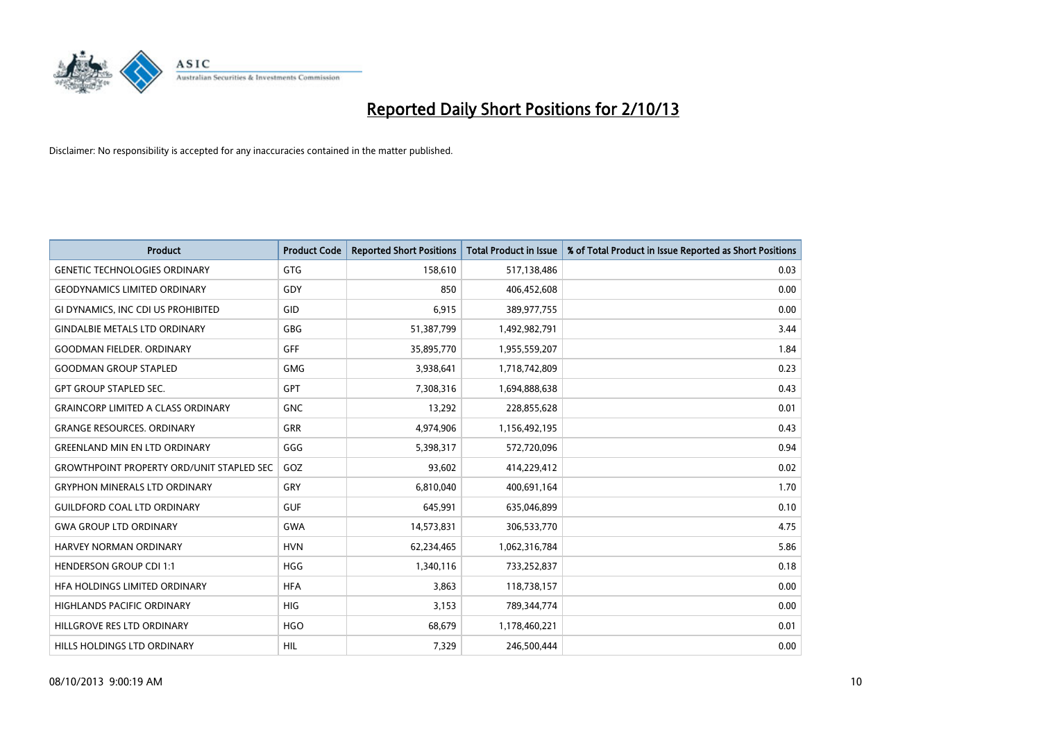# Reported Daily Short Positions for 2/10/13

Disclaimer: No responsibility is accepted for any inaccuracies contained in the matter published.

| Product | Product Code | Reported Short Positions | Total Product in Issue | % of Total Product in Issue Reported as Short Positions |
|---|---|---|---|---|
| GENETIC TECHNOLOGIES ORDINARY | GTG | 158,610 | 517,138,486 | 0.03 |
| GEODYNAMICS LIMITED ORDINARY | GDY | 850 | 406,452,608 | 0.00 |
| GI DYNAMICS, INC CDI US PROHIBITED | GID | 6,915 | 389,977,755 | 0.00 |
| GINDALBIE METALS LTD ORDINARY | GBG | 51,387,799 | 1,492,982,791 | 3.44 |
| GOODMAN FIELDER. ORDINARY | GFF | 35,895,770 | 1,955,559,207 | 1.84 |
| GOODMAN GROUP STAPLED | GMG | 3,938,641 | 1,718,742,809 | 0.23 |
| GPT GROUP STAPLED SEC. | GPT | 7,308,316 | 1,694,888,638 | 0.43 |
| GRAINCORP LIMITED A CLASS ORDINARY | GNC | 13,292 | 228,855,628 | 0.01 |
| GRANGE RESOURCES. ORDINARY | GRR | 4,974,906 | 1,156,492,195 | 0.43 |
| GREENLAND MIN EN LTD ORDINARY | GGG | 5,398,317 | 572,720,096 | 0.94 |
| GROWTHPOINT PROPERTY ORD/UNIT STAPLED SEC | GOZ | 93,602 | 414,229,412 | 0.02 |
| GRYPHON MINERALS LTD ORDINARY | GRY | 6,810,040 | 400,691,164 | 1.70 |
| GUILDFORD COAL LTD ORDINARY | GUF | 645,991 | 635,046,899 | 0.10 |
| GWA GROUP LTD ORDINARY | GWA | 14,573,831 | 306,533,770 | 4.75 |
| HARVEY NORMAN ORDINARY | HVN | 62,234,465 | 1,062,316,784 | 5.86 |
| HENDERSON GROUP CDI 1:1 | HGG | 1,340,116 | 733,252,837 | 0.18 |
| HFA HOLDINGS LIMITED ORDINARY | HFA | 3,863 | 118,738,157 | 0.00 |
| HIGHLANDS PACIFIC ORDINARY | HIG | 3,153 | 789,344,774 | 0.00 |
| HILLGROVE RES LTD ORDINARY | HGO | 68,679 | 1,178,460,221 | 0.01 |
| HILLS HOLDINGS LTD ORDINARY | HIL | 7,329 | 246,500,444 | 0.00 |

08/10/2013 9:00:19 AM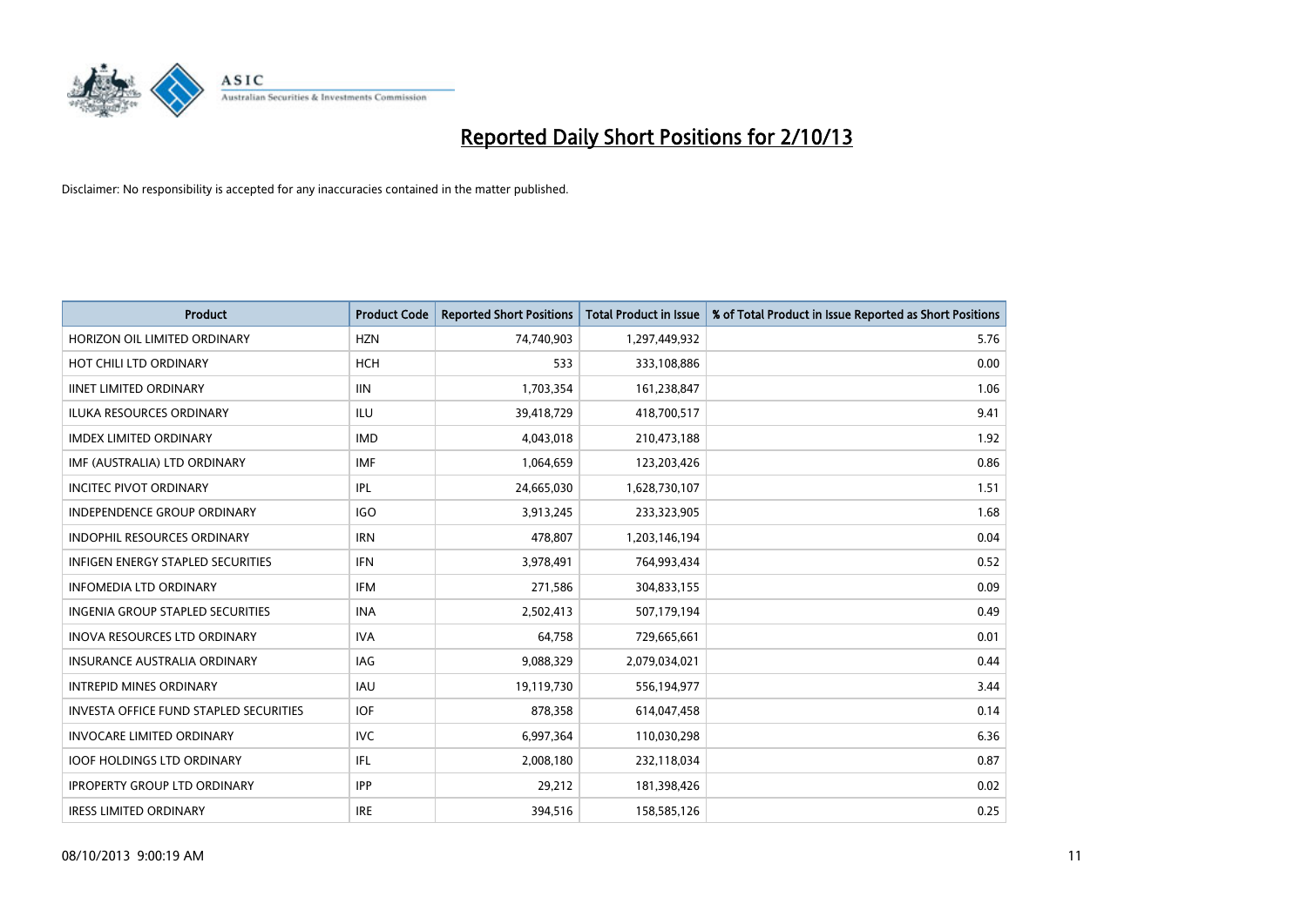# Reported Daily Short Positions for 2/10/13

Disclaimer: No responsibility is accepted for any inaccuracies contained in the matter published.

| Product | Product Code | Reported Short Positions | Total Product in Issue | % of Total Product in Issue Reported as Short Positions |
|---|---|---|---|---|
| HORIZON OIL LIMITED ORDINARY | HZN | 74,740,903 | 1,297,449,932 | 5.76 |
| HOT CHILI LTD ORDINARY | HCH | 533 | 333,108,886 | 0.00 |
| IINET LIMITED ORDINARY | IIN | 1,703,354 | 161,238,847 | 1.06 |
| ILUKA RESOURCES ORDINARY | ILU | 39,418,729 | 418,700,517 | 9.41 |
| IMDEX LIMITED ORDINARY | IMD | 4,043,018 | 210,473,188 | 1.92 |
| IMF (AUSTRALIA) LTD ORDINARY | IMF | 1,064,659 | 123,203,426 | 0.86 |
| INCITEC PIVOT ORDINARY | IPL | 24,665,030 | 1,628,730,107 | 1.51 |
| INDEPENDENCE GROUP ORDINARY | IGO | 3,913,245 | 233,323,905 | 1.68 |
| INDOPHIL RESOURCES ORDINARY | IRN | 478,807 | 1,203,146,194 | 0.04 |
| INFIGEN ENERGY STAPLED SECURITIES | IFN | 3,978,491 | 764,993,434 | 0.52 |
| INFOMEDIA LTD ORDINARY | IFM | 271,586 | 304,833,155 | 0.09 |
| INGENIA GROUP STAPLED SECURITIES | INA | 2,502,413 | 507,179,194 | 0.49 |
| INOVA RESOURCES LTD ORDINARY | IVA | 64,758 | 729,665,661 | 0.01 |
| INSURANCE AUSTRALIA ORDINARY | IAG | 9,088,329 | 2,079,034,021 | 0.44 |
| INTREPID MINES ORDINARY | IAU | 19,119,730 | 556,194,977 | 3.44 |
| INVESTA OFFICE FUND STAPLED SECURITIES | IOF | 878,358 | 614,047,458 | 0.14 |
| INVOCARE LIMITED ORDINARY | IVC | 6,997,364 | 110,030,298 | 6.36 |
| IOOF HOLDINGS LTD ORDINARY | IFL | 2,008,180 | 232,118,034 | 0.87 |
| IPROPERTY GROUP LTD ORDINARY | IPP | 29,212 | 181,398,426 | 0.02 |
| IRESS LIMITED ORDINARY | IRE | 394,516 | 158,585,126 | 0.25 |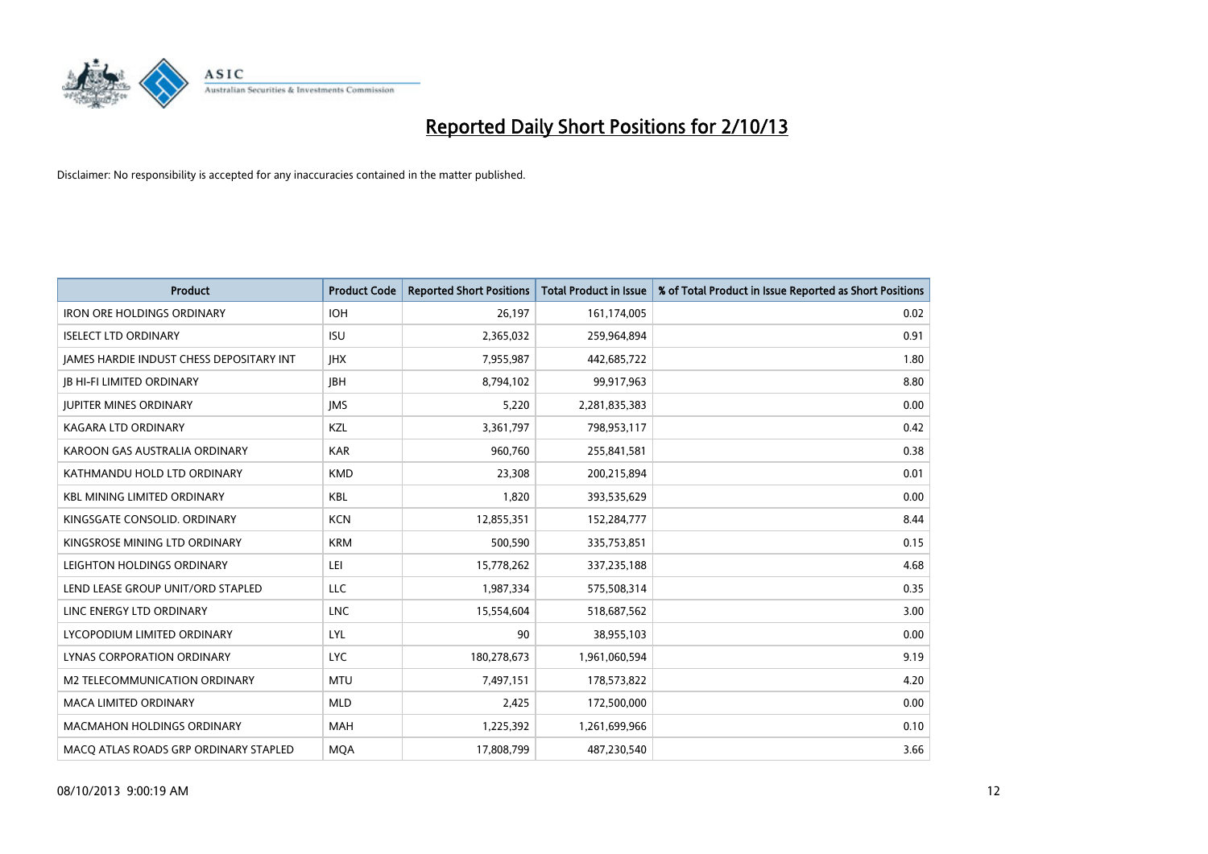# Reported Daily Short Positions for 2/10/13

Disclaimer: No responsibility is accepted for any inaccuracies contained in the matter published.

| Product | Product Code | Reported Short Positions | Total Product in Issue | % of Total Product in Issue Reported as Short Positions |
|---|---|---|---|---|
| IRON ORE HOLDINGS ORDINARY | IOH | 26,197 | 161,174,005 | 0.02 |
| ISELECT LTD ORDINARY | ISU | 2,365,032 | 259,964,894 | 0.91 |
| JAMES HARDIE INDUST CHESS DEPOSITARY INT | JHX | 7,955,987 | 442,685,722 | 1.80 |
| JB HI-FI LIMITED ORDINARY | JBH | 8,794,102 | 99,917,963 | 8.80 |
| JUPITER MINES ORDINARY | JMS | 5,220 | 2,281,835,383 | 0.00 |
| KAGARA LTD ORDINARY | KZL | 3,361,797 | 798,953,117 | 0.42 |
| KAROON GAS AUSTRALIA ORDINARY | KAR | 960,760 | 255,841,581 | 0.38 |
| KATHMANDU HOLD LTD ORDINARY | KMD | 23,308 | 200,215,894 | 0.01 |
| KBL MINING LIMITED ORDINARY | KBL | 1,820 | 393,535,629 | 0.00 |
| KINGSGATE CONSOLID. ORDINARY | KCN | 12,855,351 | 152,284,777 | 8.44 |
| KINGSROSE MINING LTD ORDINARY | KRM | 500,590 | 335,753,851 | 0.15 |
| LEIGHTON HOLDINGS ORDINARY | LEI | 15,778,262 | 337,235,188 | 4.68 |
| LEND LEASE GROUP UNIT/ORD STAPLED | LLC | 1,987,334 | 575,508,314 | 0.35 |
| LINC ENERGY LTD ORDINARY | LNC | 15,554,604 | 518,687,562 | 3.00 |
| LYCOPODIUM LIMITED ORDINARY | LYL | 90 | 38,955,103 | 0.00 |
| LYNAS CORPORATION ORDINARY | LYC | 180,278,673 | 1,961,060,594 | 9.19 |
| M2 TELECOMMUNICATION ORDINARY | MTU | 7,497,151 | 178,573,822 | 4.20 |
| MACA LIMITED ORDINARY | MLD | 2,425 | 172,500,000 | 0.00 |
| MACMAHON HOLDINGS ORDINARY | MAH | 1,225,392 | 1,261,699,966 | 0.10 |
| MACQ ATLAS ROADS GRP ORDINARY STAPLED | MQA | 17,808,799 | 487,230,540 | 3.66 |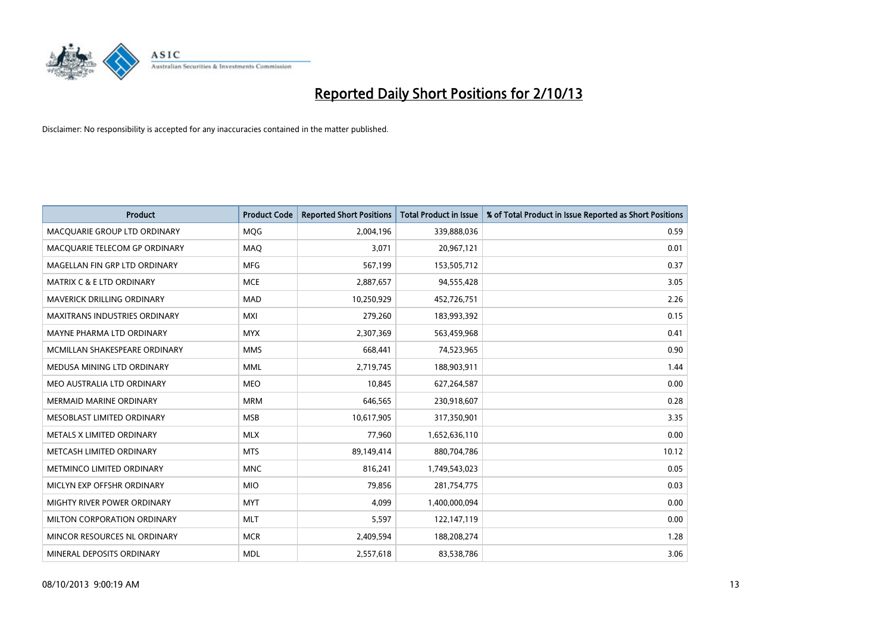# Reported Daily Short Positions for 2/10/13

Disclaimer: No responsibility is accepted for any inaccuracies contained in the matter published.

| Product | Product Code | Reported Short Positions | Total Product in Issue | % of Total Product in Issue Reported as Short Positions |
|---|---|---|---|---|
| MACQUARIE GROUP LTD ORDINARY | MQG | 2,004,196 | 339,888,036 | 0.59 |
| MACQUARIE TELECOM GP ORDINARY | MAQ | 3,071 | 20,967,121 | 0.01 |
| MAGELLAN FIN GRP LTD ORDINARY | MFG | 567,199 | 153,505,712 | 0.37 |
| MATRIX C & E LTD ORDINARY | MCE | 2,887,657 | 94,555,428 | 3.05 |
| MAVERICK DRILLING ORDINARY | MAD | 10,250,929 | 452,726,751 | 2.26 |
| MAXITRANS INDUSTRIES ORDINARY | MXI | 279,260 | 183,993,392 | 0.15 |
| MAYNE PHARMA LTD ORDINARY | MYX | 2,307,369 | 563,459,968 | 0.41 |
| MCMILLAN SHAKESPEARE ORDINARY | MMS | 668,441 | 74,523,965 | 0.90 |
| MEDUSA MINING LTD ORDINARY | MML | 2,719,745 | 188,903,911 | 1.44 |
| MEO AUSTRALIA LTD ORDINARY | MEO | 10,845 | 627,264,587 | 0.00 |
| MERMAID MARINE ORDINARY | MRM | 646,565 | 230,918,607 | 0.28 |
| MESOBLAST LIMITED ORDINARY | MSB | 10,617,905 | 317,350,901 | 3.35 |
| METALS X LIMITED ORDINARY | MLX | 77,960 | 1,652,636,110 | 0.00 |
| METCASH LIMITED ORDINARY | MTS | 89,149,414 | 880,704,786 | 10.12 |
| METMINCO LIMITED ORDINARY | MNC | 816,241 | 1,749,543,023 | 0.05 |
| MICLYN EXP OFFSHR ORDINARY | MIO | 79,856 | 281,754,775 | 0.03 |
| MIGHTY RIVER POWER ORDINARY | MYT | 4,099 | 1,400,000,094 | 0.00 |
| MILTON CORPORATION ORDINARY | MLT | 5,597 | 122,147,119 | 0.00 |
| MINCOR RESOURCES NL ORDINARY | MCR | 2,409,594 | 188,208,274 | 1.28 |
| MINERAL DEPOSITS ORDINARY | MDL | 2,557,618 | 83,538,786 | 3.06 |

08/10/2013 9:00:19 AM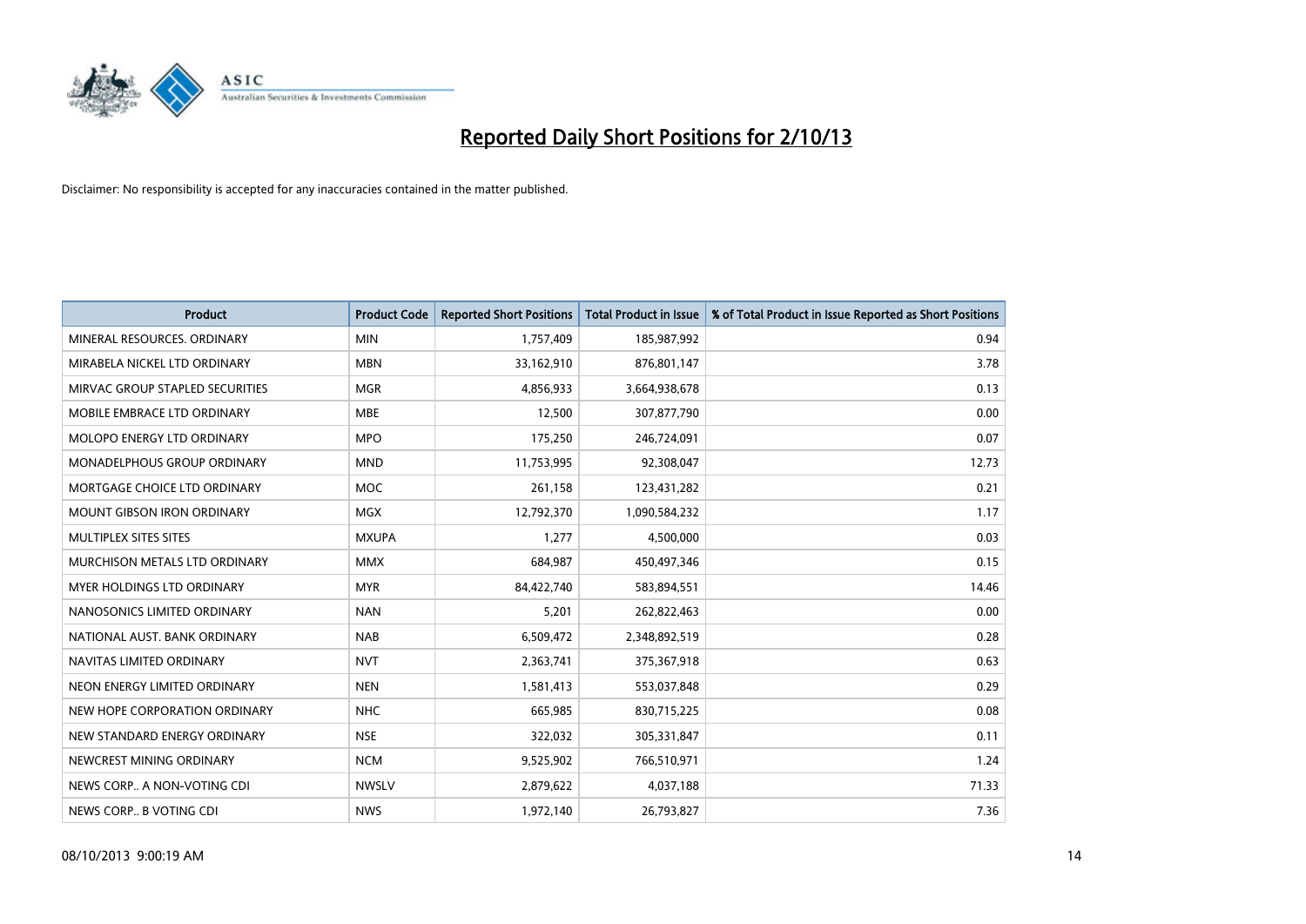# Reported Daily Short Positions for 2/10/13

Disclaimer: No responsibility is accepted for any inaccuracies contained in the matter published.

| Product | Product Code | Reported Short Positions | Total Product in Issue | % of Total Product in Issue Reported as Short Positions |
|---|---|---|---|---|
| MINERAL RESOURCES. ORDINARY | MIN | 1,757,409 | 185,987,992 | 0.94 |
| MIRABELA NICKEL LTD ORDINARY | MBN | 33,162,910 | 876,801,147 | 3.78 |
| MIRVAC GROUP STAPLED SECURITIES | MGR | 4,856,933 | 3,664,938,678 | 0.13 |
| MOBILE EMBRACE LTD ORDINARY | MBE | 12,500 | 307,877,790 | 0.00 |
| MOLOPO ENERGY LTD ORDINARY | MPO | 175,250 | 246,724,091 | 0.07 |
| MONADELPHOUS GROUP ORDINARY | MND | 11,753,995 | 92,308,047 | 12.73 |
| MORTGAGE CHOICE LTD ORDINARY | MOC | 261,158 | 123,431,282 | 0.21 |
| MOUNT GIBSON IRON ORDINARY | MGX | 12,792,370 | 1,090,584,232 | 1.17 |
| MULTIPLEX SITES SITES | MXUPA | 1,277 | 4,500,000 | 0.03 |
| MURCHISON METALS LTD ORDINARY | MMX | 684,987 | 450,497,346 | 0.15 |
| MYER HOLDINGS LTD ORDINARY | MYR | 84,422,740 | 583,894,551 | 14.46 |
| NANOSONICS LIMITED ORDINARY | NAN | 5,201 | 262,822,463 | 0.00 |
| NATIONAL AUST. BANK ORDINARY | NAB | 6,509,472 | 2,348,892,519 | 0.28 |
| NAVITAS LIMITED ORDINARY | NVT | 2,363,741 | 375,367,918 | 0.63 |
| NEON ENERGY LIMITED ORDINARY | NEN | 1,581,413 | 553,037,848 | 0.29 |
| NEW HOPE CORPORATION ORDINARY | NHC | 665,985 | 830,715,225 | 0.08 |
| NEW STANDARD ENERGY ORDINARY | NSE | 322,032 | 305,331,847 | 0.11 |
| NEWCREST MINING ORDINARY | NCM | 9,525,902 | 766,510,971 | 1.24 |
| NEWS CORP.. A NON-VOTING CDI | NWSLV | 2,879,622 | 4,037,188 | 71.33 |
| NEWS CORP.. B VOTING CDI | NWS | 1,972,140 | 26,793,827 | 7.36 |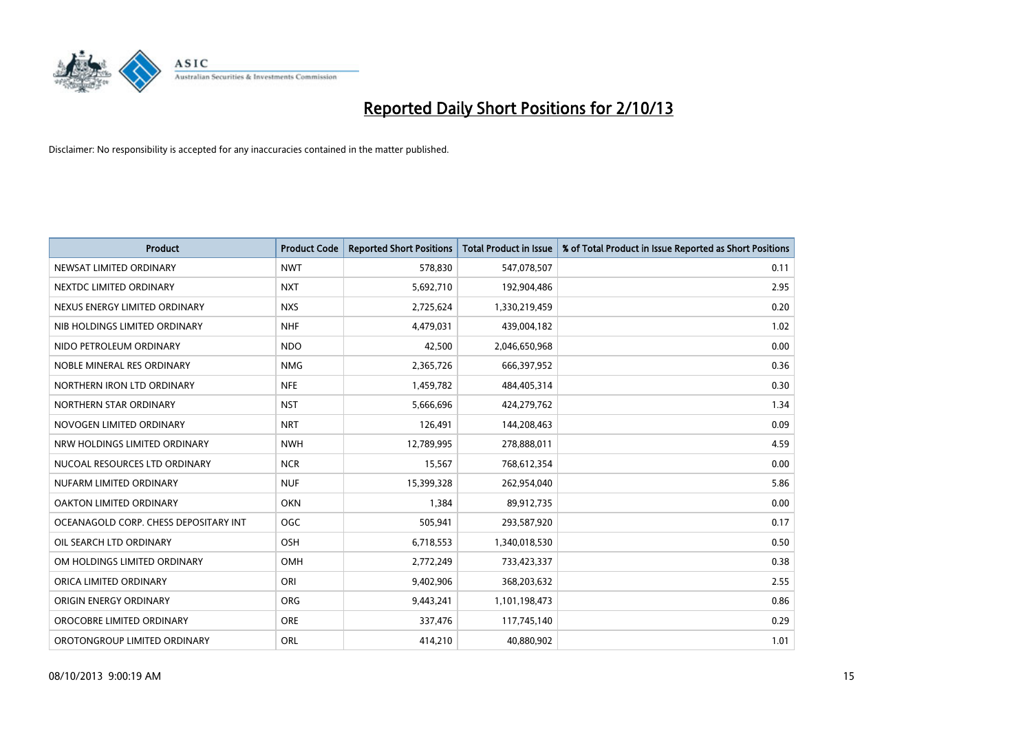# Reported Daily Short Positions for 2/10/13

Disclaimer: No responsibility is accepted for any inaccuracies contained in the matter published.

| Product | Product Code | Reported Short Positions | Total Product in Issue | % of Total Product in Issue Reported as Short Positions |
|---|---|---|---|---|
| NEWSAT LIMITED ORDINARY | NWT | 578,830 | 547,078,507 | 0.11 |
| NEXTDC LIMITED ORDINARY | NXT | 5,692,710 | 192,904,486 | 2.95 |
| NEXUS ENERGY LIMITED ORDINARY | NXS | 2,725,624 | 1,330,219,459 | 0.20 |
| NIB HOLDINGS LIMITED ORDINARY | NHF | 4,479,031 | 439,004,182 | 1.02 |
| NIDO PETROLEUM ORDINARY | NDO | 42,500 | 2,046,650,968 | 0.00 |
| NOBLE MINERAL RES ORDINARY | NMG | 2,365,726 | 666,397,952 | 0.36 |
| NORTHERN IRON LTD ORDINARY | NFE | 1,459,782 | 484,405,314 | 0.30 |
| NORTHERN STAR ORDINARY | NST | 5,666,696 | 424,279,762 | 1.34 |
| NOVOGEN LIMITED ORDINARY | NRT | 126,491 | 144,208,463 | 0.09 |
| NRW HOLDINGS LIMITED ORDINARY | NWH | 12,789,995 | 278,888,011 | 4.59 |
| NUCOAL RESOURCES LTD ORDINARY | NCR | 15,567 | 768,612,354 | 0.00 |
| NUFARM LIMITED ORDINARY | NUF | 15,399,328 | 262,954,040 | 5.86 |
| OAKTON LIMITED ORDINARY | OKN | 1,384 | 89,912,735 | 0.00 |
| OCEANAGOLD CORP. CHESS DEPOSITARY INT | OGC | 505,941 | 293,587,920 | 0.17 |
| OIL SEARCH LTD ORDINARY | OSH | 6,718,553 | 1,340,018,530 | 0.50 |
| OM HOLDINGS LIMITED ORDINARY | OMH | 2,772,249 | 733,423,337 | 0.38 |
| ORICA LIMITED ORDINARY | ORI | 9,402,906 | 368,203,632 | 2.55 |
| ORIGIN ENERGY ORDINARY | ORG | 9,443,241 | 1,101,198,473 | 0.86 |
| OROCOBRE LIMITED ORDINARY | ORE | 337,476 | 117,745,140 | 0.29 |
| OROTONGROUP LIMITED ORDINARY | ORL | 414,210 | 40,880,902 | 1.01 |

08/10/2013 9:00:19 AM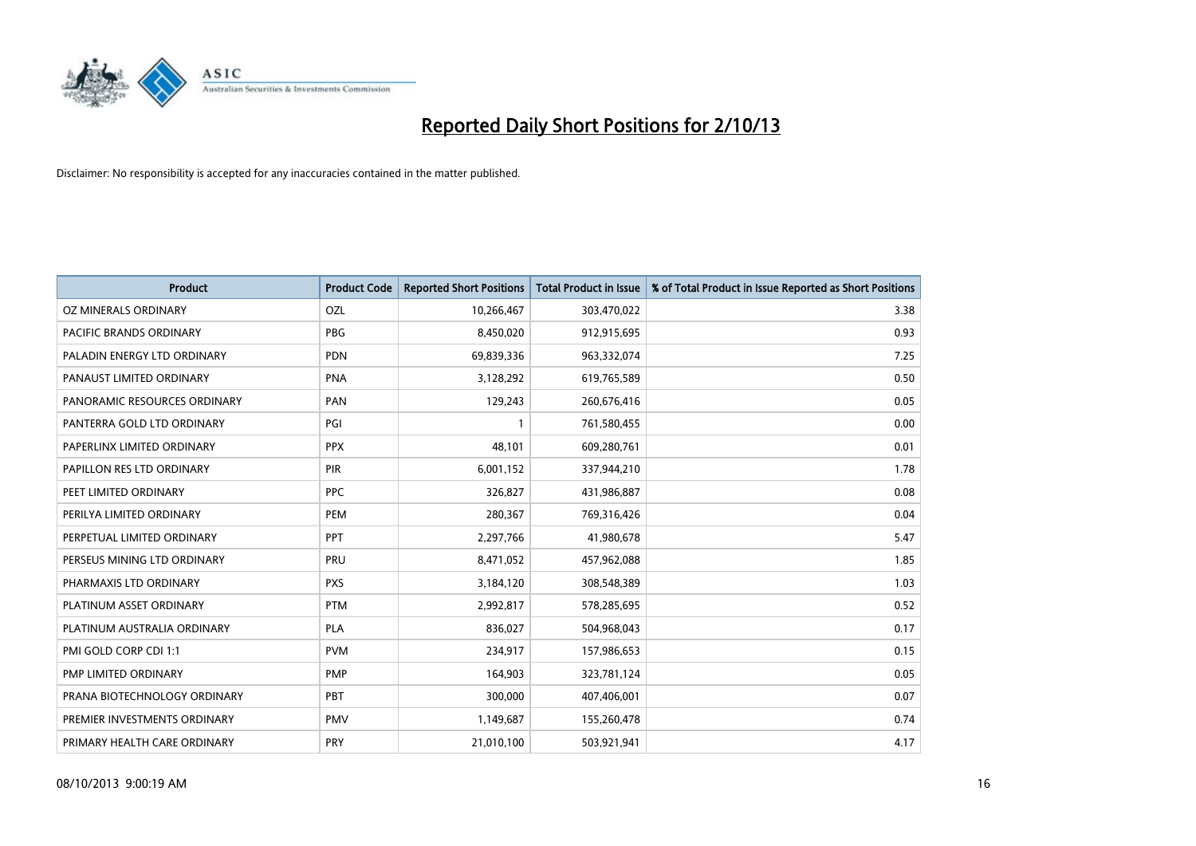# Reported Daily Short Positions for 2/10/13

Disclaimer: No responsibility is accepted for any inaccuracies contained in the matter published.

| Product | Product Code | Reported Short Positions | Total Product in Issue | % of Total Product in Issue Reported as Short Positions |
|---|---|---|---|---|
| OZ MINERALS ORDINARY | OZL | 10,266,467 | 303,470,022 | 3.38 |
| PACIFIC BRANDS ORDINARY | PBG | 8,450,020 | 912,915,695 | 0.93 |
| PALADIN ENERGY LTD ORDINARY | PDN | 69,839,336 | 963,332,074 | 7.25 |
| PANAUST LIMITED ORDINARY | PNA | 3,128,292 | 619,765,589 | 0.50 |
| PANORAMIC RESOURCES ORDINARY | PAN | 129,243 | 260,676,416 | 0.05 |
| PANTERRA GOLD LTD ORDINARY | PGI | 1 | 761,580,455 | 0.00 |
| PAPERLINX LIMITED ORDINARY | PPX | 48,101 | 609,280,761 | 0.01 |
| PAPILLON RES LTD ORDINARY | PIR | 6,001,152 | 337,944,210 | 1.78 |
| PEET LIMITED ORDINARY | PPC | 326,827 | 431,986,887 | 0.08 |
| PERILYA LIMITED ORDINARY | PEM | 280,367 | 769,316,426 | 0.04 |
| PERPETUAL LIMITED ORDINARY | PPT | 2,297,766 | 41,980,678 | 5.47 |
| PERSEUS MINING LTD ORDINARY | PRU | 8,471,052 | 457,962,088 | 1.85 |
| PHARMAXIS LTD ORDINARY | PXS | 3,184,120 | 308,548,389 | 1.03 |
| PLATINUM ASSET ORDINARY | PTM | 2,992,817 | 578,285,695 | 0.52 |
| PLATINUM AUSTRALIA ORDINARY | PLA | 836,027 | 504,968,043 | 0.17 |
| PMI GOLD CORP CDI 1:1 | PVM | 234,917 | 157,986,653 | 0.15 |
| PMP LIMITED ORDINARY | PMP | 164,903 | 323,781,124 | 0.05 |
| PRANA BIOTECHNOLOGY ORDINARY | PBT | 300,000 | 407,406,001 | 0.07 |
| PREMIER INVESTMENTS ORDINARY | PMV | 1,149,687 | 155,260,478 | 0.74 |
| PRIMARY HEALTH CARE ORDINARY | PRY | 21,010,100 | 503,921,941 | 4.17 |

08/10/2013 9:00:19 AM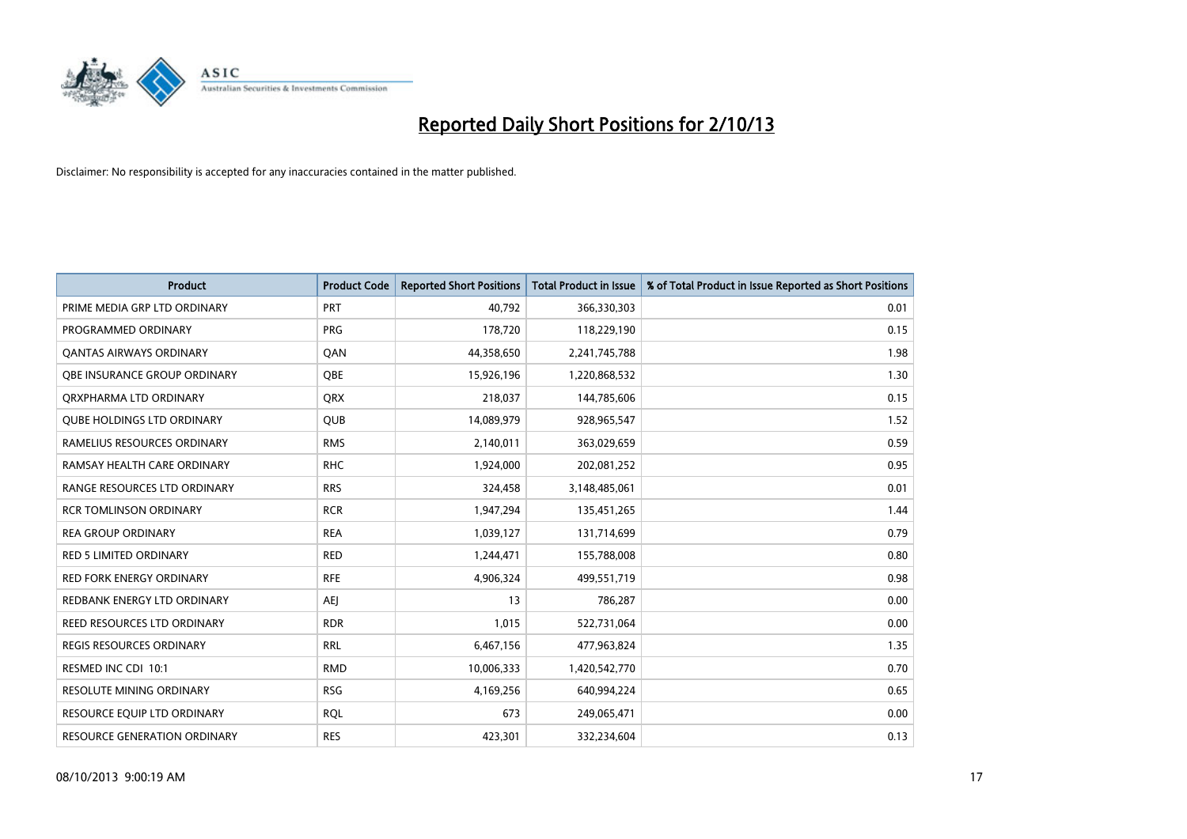# Reported Daily Short Positions for 2/10/13

Disclaimer: No responsibility is accepted for any inaccuracies contained in the matter published.

| Product | Product Code | Reported Short Positions | Total Product in Issue | % of Total Product in Issue Reported as Short Positions |
|---|---|---|---|---|
| PRIME MEDIA GRP LTD ORDINARY | PRT | 40,792 | 366,330,303 | 0.01 |
| PROGRAMMED ORDINARY | PRG | 178,720 | 118,229,190 | 0.15 |
| QANTAS AIRWAYS ORDINARY | QAN | 44,358,650 | 2,241,745,788 | 1.98 |
| QBE INSURANCE GROUP ORDINARY | QBE | 15,926,196 | 1,220,868,532 | 1.30 |
| QRXPHARMA LTD ORDINARY | QRX | 218,037 | 144,785,606 | 0.15 |
| QUBE HOLDINGS LTD ORDINARY | QUB | 14,089,979 | 928,965,547 | 1.52 |
| RAMELIUS RESOURCES ORDINARY | RMS | 2,140,011 | 363,029,659 | 0.59 |
| RAMSAY HEALTH CARE ORDINARY | RHC | 1,924,000 | 202,081,252 | 0.95 |
| RANGE RESOURCES LTD ORDINARY | RRS | 324,458 | 3,148,485,061 | 0.01 |
| RCR TOMLINSON ORDINARY | RCR | 1,947,294 | 135,451,265 | 1.44 |
| REA GROUP ORDINARY | REA | 1,039,127 | 131,714,699 | 0.79 |
| RED 5 LIMITED ORDINARY | RED | 1,244,471 | 155,788,008 | 0.80 |
| RED FORK ENERGY ORDINARY | RFE | 4,906,324 | 499,551,719 | 0.98 |
| REDBANK ENERGY LTD ORDINARY | AEJ | 13 | 786,287 | 0.00 |
| REED RESOURCES LTD ORDINARY | RDR | 1,015 | 522,731,064 | 0.00 |
| REGIS RESOURCES ORDINARY | RRL | 6,467,156 | 477,963,824 | 1.35 |
| RESMED INC CDI 10:1 | RMD | 10,006,333 | 1,420,542,770 | 0.70 |
| RESOLUTE MINING ORDINARY | RSG | 4,169,256 | 640,994,224 | 0.65 |
| RESOURCE EQUIP LTD ORDINARY | RQL | 673 | 249,065,471 | 0.00 |
| RESOURCE GENERATION ORDINARY | RES | 423,301 | 332,234,604 | 0.13 |

08/10/2013 9:00:19 AM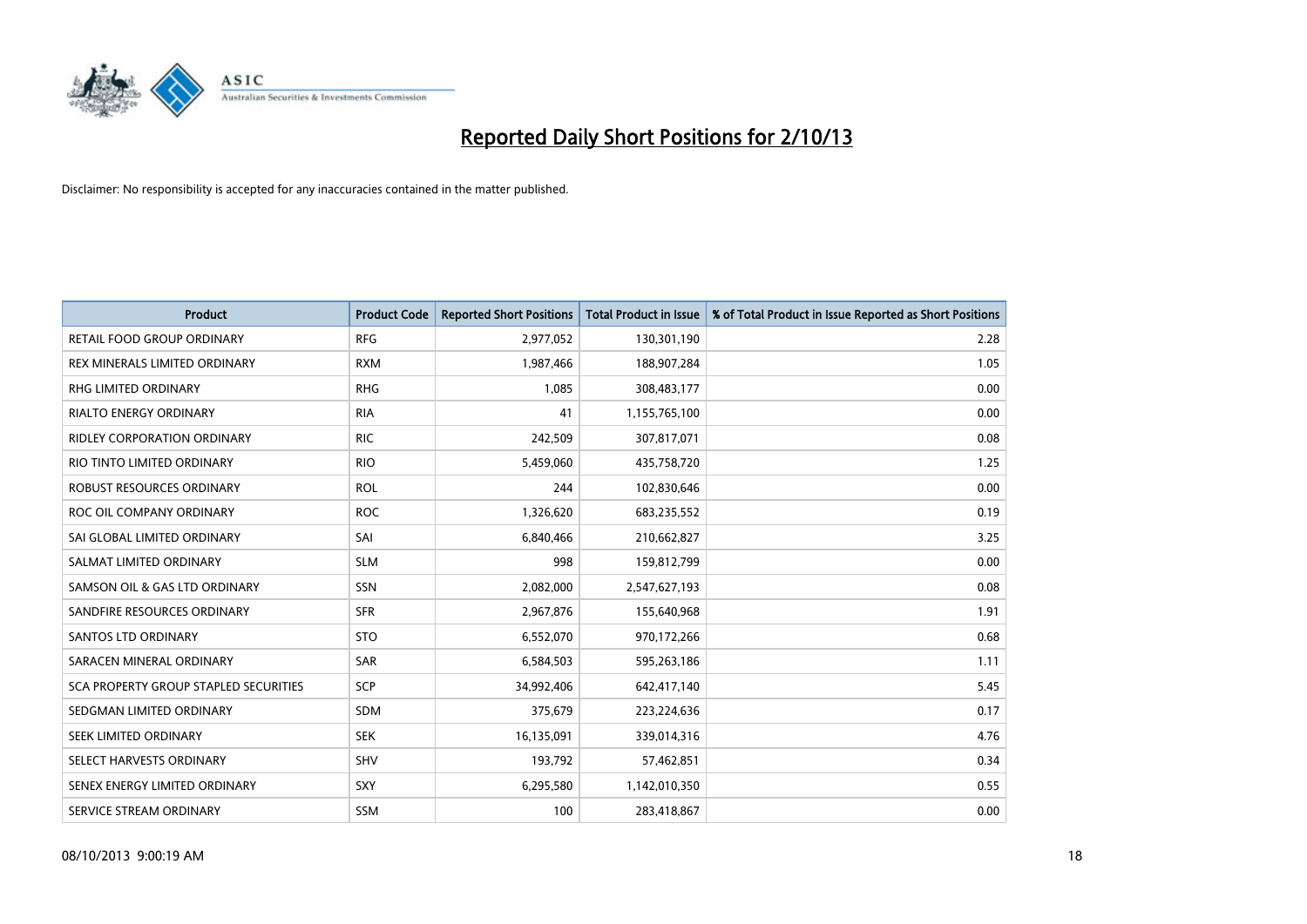# Reported Daily Short Positions for 2/10/13

Disclaimer: No responsibility is accepted for any inaccuracies contained in the matter published.

| Product | Product Code | Reported Short Positions | Total Product in Issue | % of Total Product in Issue Reported as Short Positions |
|---|---|---|---|---|
| RETAIL FOOD GROUP ORDINARY | RFG | 2,977,052 | 130,301,190 | 2.28 |
| REX MINERALS LIMITED ORDINARY | RXM | 1,987,466 | 188,907,284 | 1.05 |
| RHG LIMITED ORDINARY | RHG | 1,085 | 308,483,177 | 0.00 |
| RIALTO ENERGY ORDINARY | RIA | 41 | 1,155,765,100 | 0.00 |
| RIDLEY CORPORATION ORDINARY | RIC | 242,509 | 307,817,071 | 0.08 |
| RIO TINTO LIMITED ORDINARY | RIO | 5,459,060 | 435,758,720 | 1.25 |
| ROBUST RESOURCES ORDINARY | ROL | 244 | 102,830,646 | 0.00 |
| ROC OIL COMPANY ORDINARY | ROC | 1,326,620 | 683,235,552 | 0.19 |
| SAI GLOBAL LIMITED ORDINARY | SAI | 6,840,466 | 210,662,827 | 3.25 |
| SALMAT LIMITED ORDINARY | SLM | 998 | 159,812,799 | 0.00 |
| SAMSON OIL & GAS LTD ORDINARY | SSN | 2,082,000 | 2,547,627,193 | 0.08 |
| SANDFIRE RESOURCES ORDINARY | SFR | 2,967,876 | 155,640,968 | 1.91 |
| SANTOS LTD ORDINARY | STO | 6,552,070 | 970,172,266 | 0.68 |
| SARACEN MINERAL ORDINARY | SAR | 6,584,503 | 595,263,186 | 1.11 |
| SCA PROPERTY GROUP STAPLED SECURITIES | SCP | 34,992,406 | 642,417,140 | 5.45 |
| SEDGMAN LIMITED ORDINARY | SDM | 375,679 | 223,224,636 | 0.17 |
| SEEK LIMITED ORDINARY | SEK | 16,135,091 | 339,014,316 | 4.76 |
| SELECT HARVESTS ORDINARY | SHV | 193,792 | 57,462,851 | 0.34 |
| SENEX ENERGY LIMITED ORDINARY | SXY | 6,295,580 | 1,142,010,350 | 0.55 |
| SERVICE STREAM ORDINARY | SSM | 100 | 283,418,867 | 0.00 |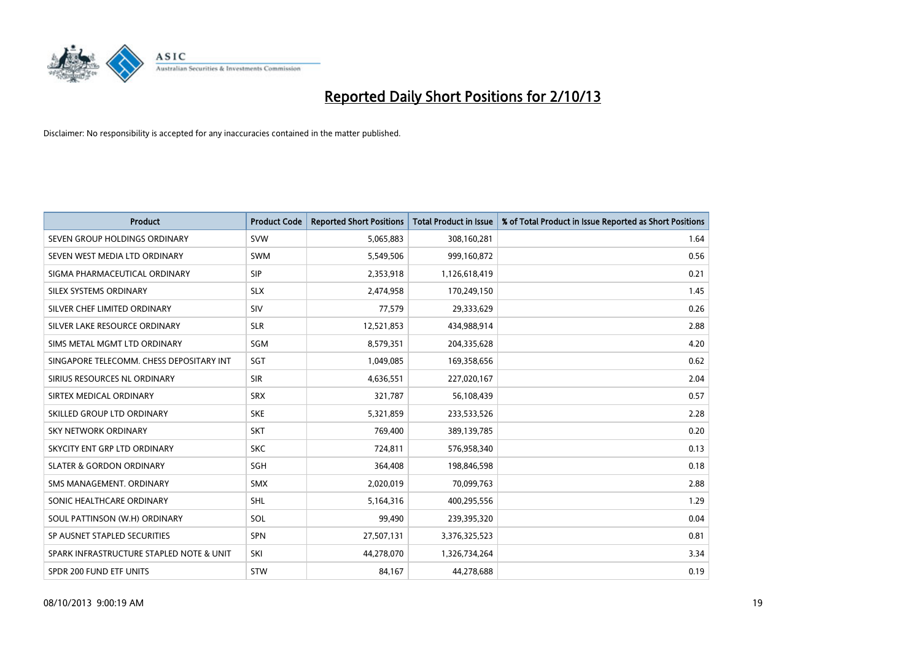# Reported Daily Short Positions for 2/10/13

Disclaimer: No responsibility is accepted for any inaccuracies contained in the matter published.

| Product | Product Code | Reported Short Positions | Total Product in Issue | % of Total Product in Issue Reported as Short Positions |
|---|---|---|---|---|
| SEVEN GROUP HOLDINGS ORDINARY | SVW | 5,065,883 | 308,160,281 | 1.64 |
| SEVEN WEST MEDIA LTD ORDINARY | SWM | 5,549,506 | 999,160,872 | 0.56 |
| SIGMA PHARMACEUTICAL ORDINARY | SIP | 2,353,918 | 1,126,618,419 | 0.21 |
| SILEX SYSTEMS ORDINARY | SLX | 2,474,958 | 170,249,150 | 1.45 |
| SILVER CHEF LIMITED ORDINARY | SIV | 77,579 | 29,333,629 | 0.26 |
| SILVER LAKE RESOURCE ORDINARY | SLR | 12,521,853 | 434,988,914 | 2.88 |
| SIMS METAL MGMT LTD ORDINARY | SGM | 8,579,351 | 204,335,628 | 4.20 |
| SINGAPORE TELECOMM. CHESS DEPOSITARY INT | SGT | 1,049,085 | 169,358,656 | 0.62 |
| SIRIUS RESOURCES NL ORDINARY | SIR | 4,636,551 | 227,020,167 | 2.04 |
| SIRTEX MEDICAL ORDINARY | SRX | 321,787 | 56,108,439 | 0.57 |
| SKILLED GROUP LTD ORDINARY | SKE | 5,321,859 | 233,533,526 | 2.28 |
| SKY NETWORK ORDINARY | SKT | 769,400 | 389,139,785 | 0.20 |
| SKYCITY ENT GRP LTD ORDINARY | SKC | 724,811 | 576,958,340 | 0.13 |
| SLATER & GORDON ORDINARY | SGH | 364,408 | 198,846,598 | 0.18 |
| SMS MANAGEMENT. ORDINARY | SMX | 2,020,019 | 70,099,763 | 2.88 |
| SONIC HEALTHCARE ORDINARY | SHL | 5,164,316 | 400,295,556 | 1.29 |
| SOUL PATTINSON (W.H) ORDINARY | SOL | 99,490 | 239,395,320 | 0.04 |
| SP AUSNET STAPLED SECURITIES | SPN | 27,507,131 | 3,376,325,523 | 0.81 |
| SPARK INFRASTRUCTURE STAPLED NOTE & UNIT | SKI | 44,278,070 | 1,326,734,264 | 3.34 |
| SPDR 200 FUND ETF UNITS | STW | 84,167 | 44,278,688 | 0.19 |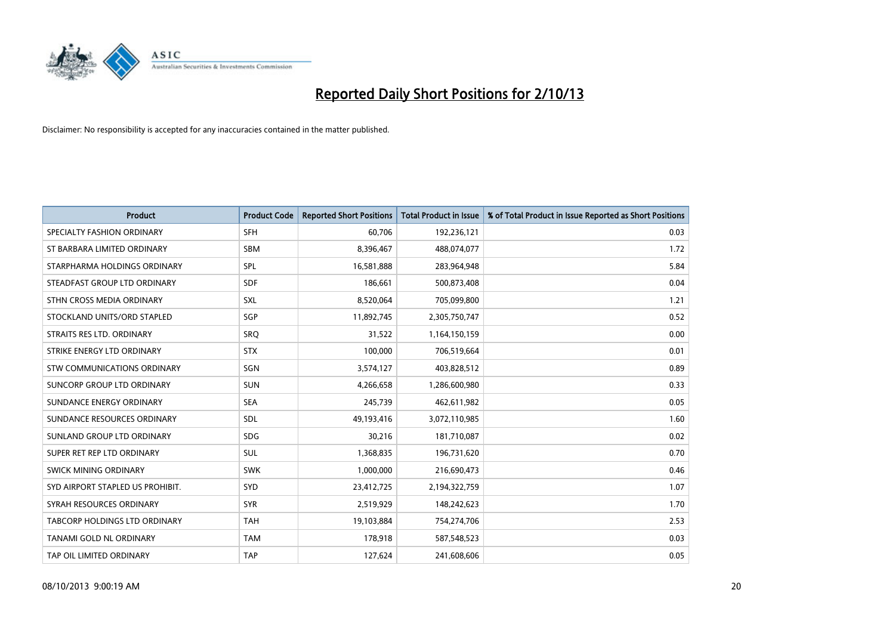# Reported Daily Short Positions for 2/10/13

Disclaimer: No responsibility is accepted for any inaccuracies contained in the matter published.

| Product | Product Code | Reported Short Positions | Total Product in Issue | % of Total Product in Issue Reported as Short Positions |
|---|---|---|---|---|
| SPECIALTY FASHION ORDINARY | SFH | 60,706 | 192,236,121 | 0.03 |
| ST BARBARA LIMITED ORDINARY | SBM | 8,396,467 | 488,074,077 | 1.72 |
| STARPHARMA HOLDINGS ORDINARY | SPL | 16,581,888 | 283,964,948 | 5.84 |
| STEADFAST GROUP LTD ORDINARY | SDF | 186,661 | 500,873,408 | 0.04 |
| STHN CROSS MEDIA ORDINARY | SXL | 8,520,064 | 705,099,800 | 1.21 |
| STOCKLAND UNITS/ORD STAPLED | SGP | 11,892,745 | 2,305,750,747 | 0.52 |
| STRAITS RES LTD. ORDINARY | SRQ | 31,522 | 1,164,150,159 | 0.00 |
| STRIKE ENERGY LTD ORDINARY | STX | 100,000 | 706,519,664 | 0.01 |
| STW COMMUNICATIONS ORDINARY | SGN | 3,574,127 | 403,828,512 | 0.89 |
| SUNCORP GROUP LTD ORDINARY | SUN | 4,266,658 | 1,286,600,980 | 0.33 |
| SUNDANCE ENERGY ORDINARY | SEA | 245,739 | 462,611,982 | 0.05 |
| SUNDANCE RESOURCES ORDINARY | SDL | 49,193,416 | 3,072,110,985 | 1.60 |
| SUNLAND GROUP LTD ORDINARY | SDG | 30,216 | 181,710,087 | 0.02 |
| SUPER RET REP LTD ORDINARY | SUL | 1,368,835 | 196,731,620 | 0.70 |
| SWICK MINING ORDINARY | SWK | 1,000,000 | 216,690,473 | 0.46 |
| SYD AIRPORT STAPLED US PROHIBIT. | SYD | 23,412,725 | 2,194,322,759 | 1.07 |
| SYRAH RESOURCES ORDINARY | SYR | 2,519,929 | 148,242,623 | 1.70 |
| TABCORP HOLDINGS LTD ORDINARY | TAH | 19,103,884 | 754,274,706 | 2.53 |
| TANAMI GOLD NL ORDINARY | TAM | 178,918 | 587,548,523 | 0.03 |
| TAP OIL LIMITED ORDINARY | TAP | 127,624 | 241,608,606 | 0.05 |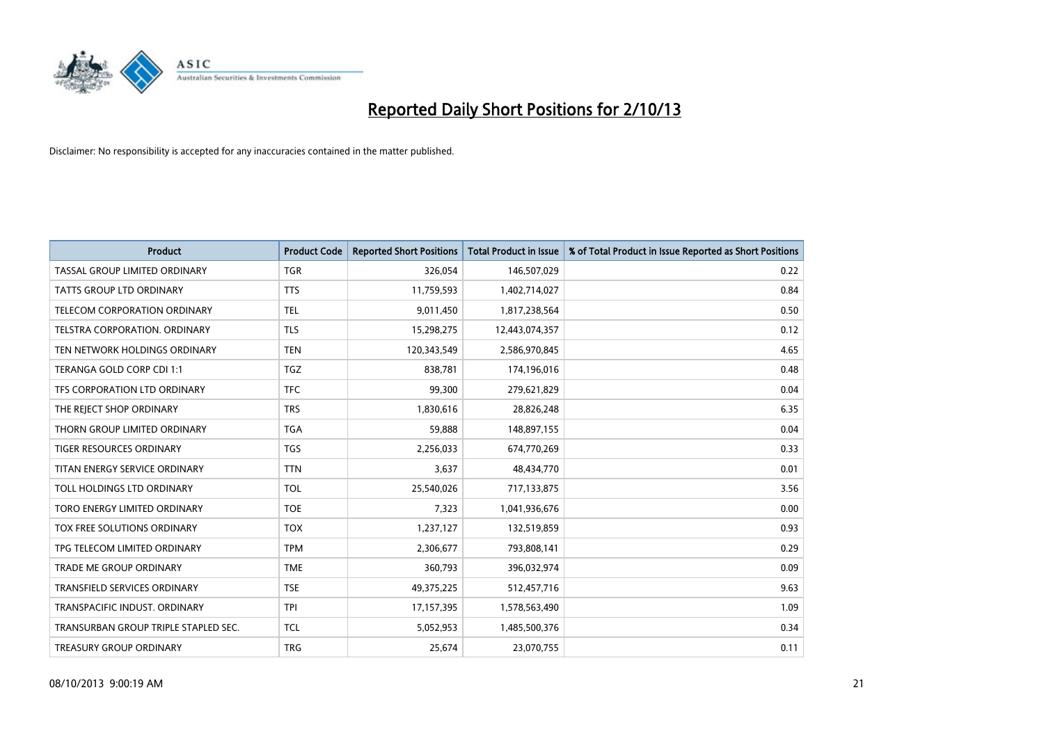# Reported Daily Short Positions for 2/10/13

Disclaimer: No responsibility is accepted for any inaccuracies contained in the matter published.

| Product | Product Code | Reported Short Positions | Total Product in Issue | % of Total Product in Issue Reported as Short Positions |
|---|---|---|---|---|
| TASSAL GROUP LIMITED ORDINARY | TGR | 326,054 | 146,507,029 | 0.22 |
| TATTS GROUP LTD ORDINARY | TTS | 11,759,593 | 1,402,714,027 | 0.84 |
| TELECOM CORPORATION ORDINARY | TEL | 9,011,450 | 1,817,238,564 | 0.50 |
| TELSTRA CORPORATION. ORDINARY | TLS | 15,298,275 | 12,443,074,357 | 0.12 |
| TEN NETWORK HOLDINGS ORDINARY | TEN | 120,343,549 | 2,586,970,845 | 4.65 |
| TERANGA GOLD CORP CDI 1:1 | TGZ | 838,781 | 174,196,016 | 0.48 |
| TFS CORPORATION LTD ORDINARY | TFC | 99,300 | 279,621,829 | 0.04 |
| THE REJECT SHOP ORDINARY | TRS | 1,830,616 | 28,826,248 | 6.35 |
| THORN GROUP LIMITED ORDINARY | TGA | 59,888 | 148,897,155 | 0.04 |
| TIGER RESOURCES ORDINARY | TGS | 2,256,033 | 674,770,269 | 0.33 |
| TITAN ENERGY SERVICE ORDINARY | TTN | 3,637 | 48,434,770 | 0.01 |
| TOLL HOLDINGS LTD ORDINARY | TOL | 25,540,026 | 717,133,875 | 3.56 |
| TORO ENERGY LIMITED ORDINARY | TOE | 7,323 | 1,041,936,676 | 0.00 |
| TOX FREE SOLUTIONS ORDINARY | TOX | 1,237,127 | 132,519,859 | 0.93 |
| TPG TELECOM LIMITED ORDINARY | TPM | 2,306,677 | 793,808,141 | 0.29 |
| TRADE ME GROUP ORDINARY | TME | 360,793 | 396,032,974 | 0.09 |
| TRANSFIELD SERVICES ORDINARY | TSE | 49,375,225 | 512,457,716 | 9.63 |
| TRANSPACIFIC INDUST. ORDINARY | TPI | 17,157,395 | 1,578,563,490 | 1.09 |
| TRANSURBAN GROUP TRIPLE STAPLED SEC. | TCL | 5,052,953 | 1,485,500,376 | 0.34 |
| TREASURY GROUP ORDINARY | TRG | 25,674 | 23,070,755 | 0.11 |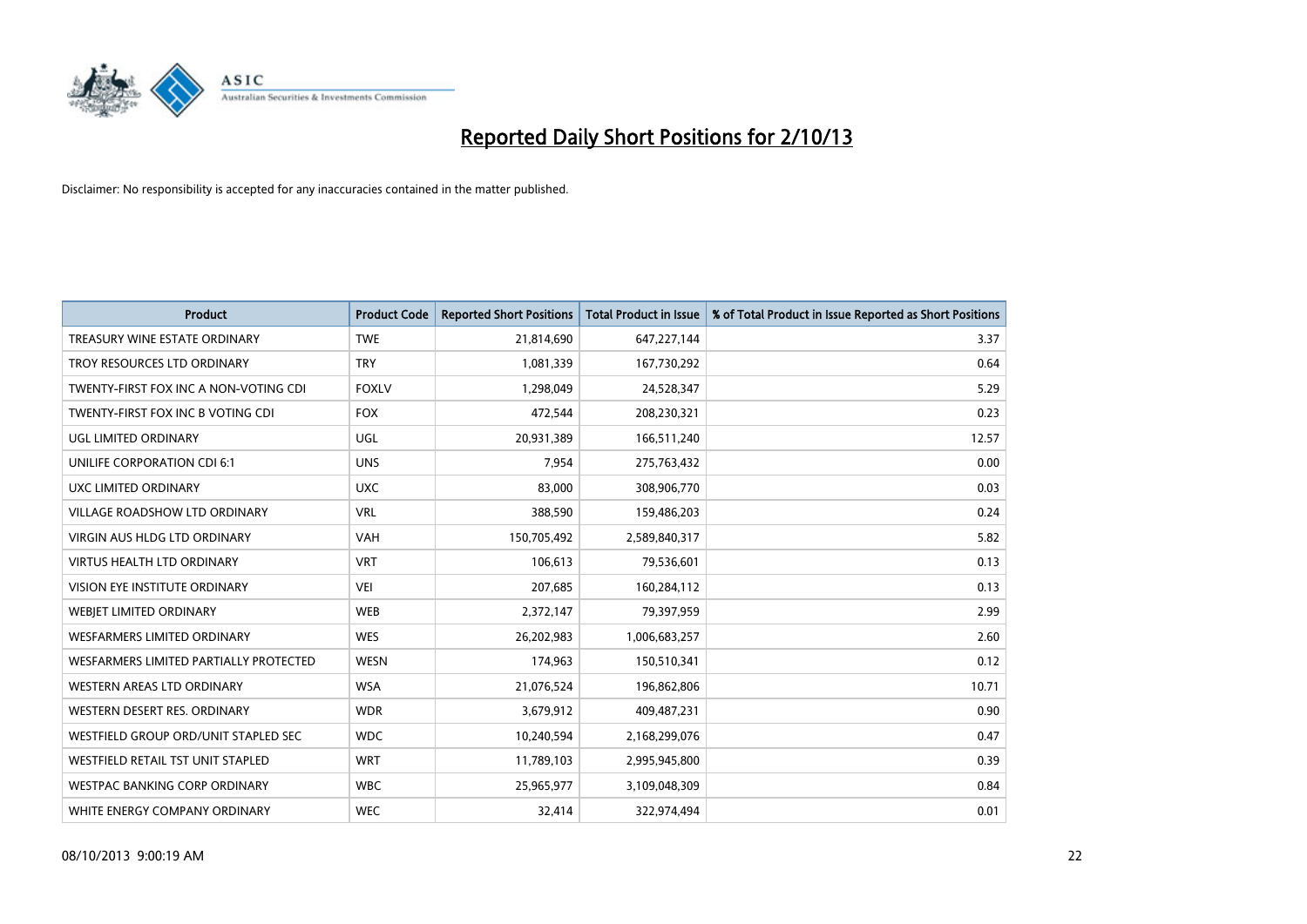# Reported Daily Short Positions for 2/10/13

Disclaimer: No responsibility is accepted for any inaccuracies contained in the matter published.

| Product | Product Code | Reported Short Positions | Total Product in Issue | % of Total Product in Issue Reported as Short Positions |
|---|---|---|---|---|
| TREASURY WINE ESTATE ORDINARY | TWE | 21,814,690 | 647,227,144 | 3.37 |
| TROY RESOURCES LTD ORDINARY | TRY | 1,081,339 | 167,730,292 | 0.64 |
| TWENTY-FIRST FOX INC A NON-VOTING CDI | FOXLV | 1,298,049 | 24,528,347 | 5.29 |
| TWENTY-FIRST FOX INC B VOTING CDI | FOX | 472,544 | 208,230,321 | 0.23 |
| UGL LIMITED ORDINARY | UGL | 20,931,389 | 166,511,240 | 12.57 |
| UNILIFE CORPORATION CDI 6:1 | UNS | 7,954 | 275,763,432 | 0.00 |
| UXC LIMITED ORDINARY | UXC | 83,000 | 308,906,770 | 0.03 |
| VILLAGE ROADSHOW LTD ORDINARY | VRL | 388,590 | 159,486,203 | 0.24 |
| VIRGIN AUS HLDG LTD ORDINARY | VAH | 150,705,492 | 2,589,840,317 | 5.82 |
| VIRTUS HEALTH LTD ORDINARY | VRT | 106,613 | 79,536,601 | 0.13 |
| VISION EYE INSTITUTE ORDINARY | VEI | 207,685 | 160,284,112 | 0.13 |
| WEBJET LIMITED ORDINARY | WEB | 2,372,147 | 79,397,959 | 2.99 |
| WESFARMERS LIMITED ORDINARY | WES | 26,202,983 | 1,006,683,257 | 2.60 |
| WESFARMERS LIMITED PARTIALLY PROTECTED | WESN | 174,963 | 150,510,341 | 0.12 |
| WESTERN AREAS LTD ORDINARY | WSA | 21,076,524 | 196,862,806 | 10.71 |
| WESTERN DESERT RES. ORDINARY | WDR | 3,679,912 | 409,487,231 | 0.90 |
| WESTFIELD GROUP ORD/UNIT STAPLED SEC | WDC | 10,240,594 | 2,168,299,076 | 0.47 |
| WESTFIELD RETAIL TST UNIT STAPLED | WRT | 11,789,103 | 2,995,945,800 | 0.39 |
| WESTPAC BANKING CORP ORDINARY | WBC | 25,965,977 | 3,109,048,309 | 0.84 |
| WHITE ENERGY COMPANY ORDINARY | WEC | 32,414 | 322,974,494 | 0.01 |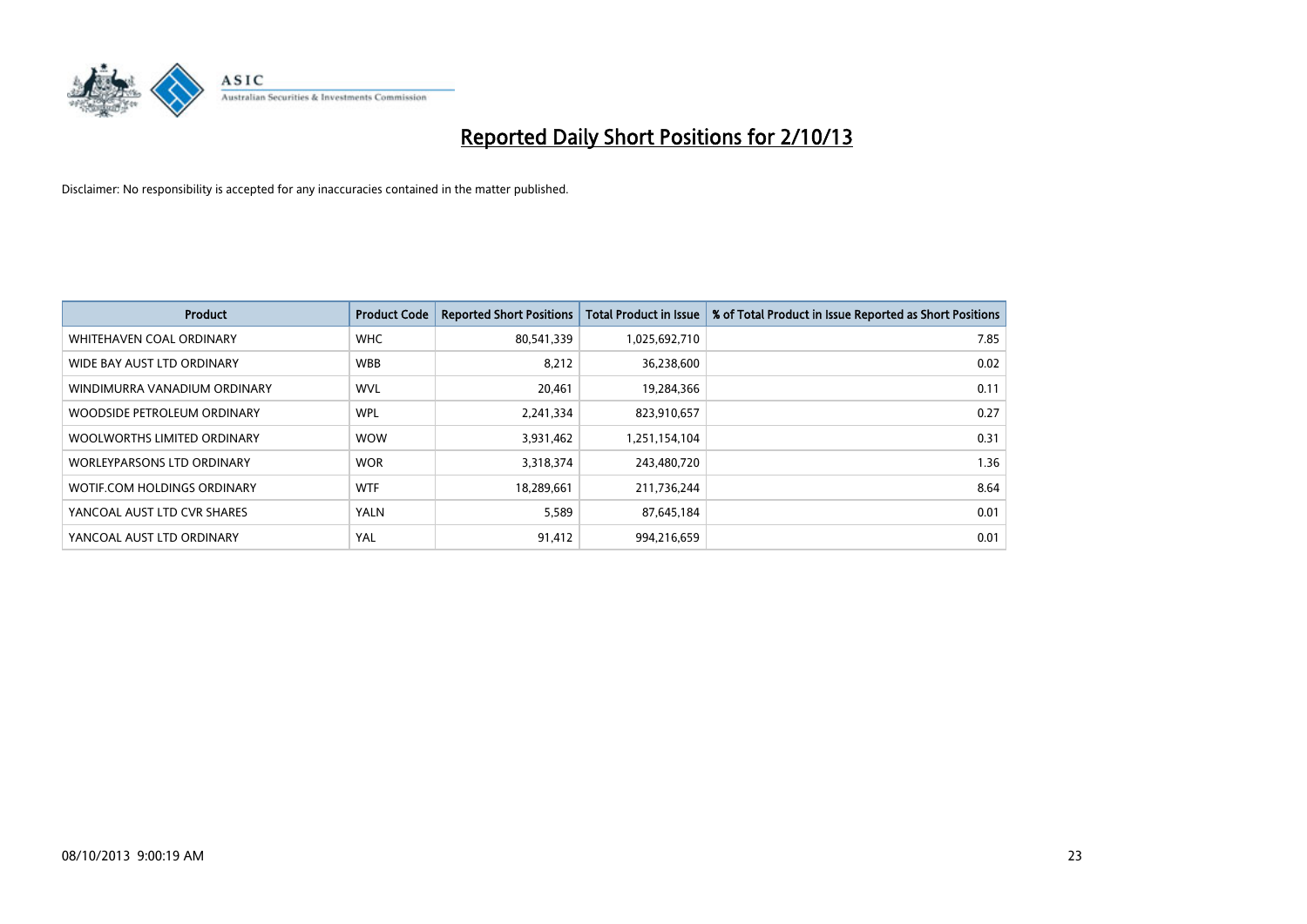# Reported Daily Short Positions for 2/10/13

Disclaimer: No responsibility is accepted for any inaccuracies contained in the matter published.

| Product | Product Code | Reported Short Positions | Total Product in Issue | % of Total Product in Issue Reported as Short Positions |
|---|---|---|---|---|
| WHITEHAVEN COAL ORDINARY | WHC | 80,541,339 | 1,025,692,710 | 7.85 |
| WIDE BAY AUST LTD ORDINARY | WBB | 8,212 | 36,238,600 | 0.02 |
| WINDIMURRA VANADIUM ORDINARY | WVL | 20,461 | 19,284,366 | 0.11 |
| WOODSIDE PETROLEUM ORDINARY | WPL | 2,241,334 | 823,910,657 | 0.27 |
| WOOLWORTHS LIMITED ORDINARY | WOW | 3,931,462 | 1,251,154,104 | 0.31 |
| WORLEYPARSONS LTD ORDINARY | WOR | 3,318,374 | 243,480,720 | 1.36 |
| WOTIF.COM HOLDINGS ORDINARY | WTF | 18,289,661 | 211,736,244 | 8.64 |
| YANCOAL AUST LTD CVR SHARES | YALN | 5,589 | 87,645,184 | 0.01 |
| YANCOAL AUST LTD ORDINARY | YAL | 91,412 | 994,216,659 | 0.01 |

08/10/2013 9:00:19 AM